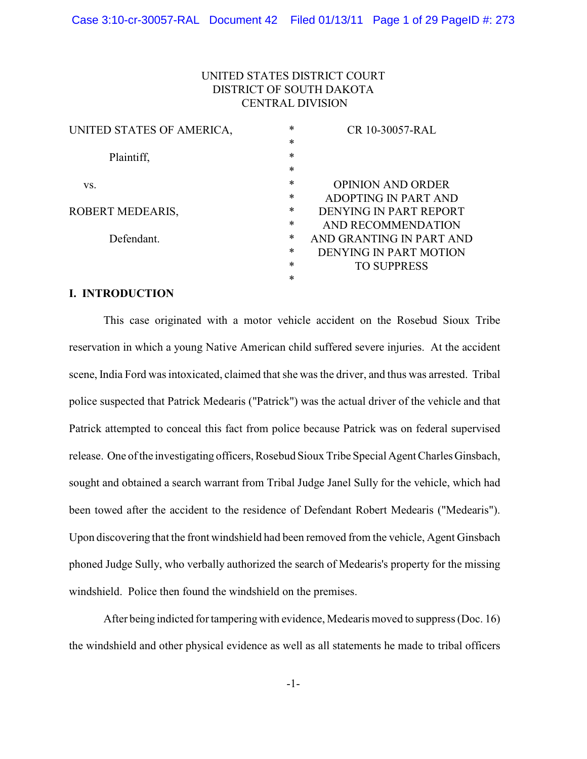UNITED STATES DISTRICT COURT
DISTRICT OF SOUTH DAKOTA
CENTRAL DIVISION

| | | |
|---|---|---|
| UNITED STATES OF AMERICA, | * | CR 10-30057-RAL |
| Plaintiff, | * | |
| vs. | * | OPINION AND ORDER ADOPTING IN PART AND DENYING IN PART REPORT AND RECOMMENDATION AND GRANTING IN PART AND DENYING IN PART MOTION TO SUPPRESS |
| ROBERT MEDEARIS, | * | |
| Defendant. | * | |

## I. INTRODUCTION

This case originated with a motor vehicle accident on the Rosebud Sioux Tribe reservation in which a young Native American child suffered severe injuries. At the accident scene, India Ford was intoxicated, claimed that she was the driver, and thus was arrested. Tribal police suspected that Patrick Medearis ("Patrick") was the actual driver of the vehicle and that Patrick attempted to conceal this fact from police because Patrick was on federal supervised release. One of the investigating officers, Rosebud Sioux Tribe Special Agent Charles Ginsbach, sought and obtained a search warrant from Tribal Judge Janel Sully for the vehicle, which had been towed after the accident to the residence of Defendant Robert Medearis ("Medearis"). Upon discovering that the front windshield had been removed from the vehicle, Agent Ginsbach phoned Judge Sully, who verbally authorized the search of Medearis's property for the missing windshield. Police then found the windshield on the premises.

After being indicted for tampering with evidence, Medearis moved to suppress (Doc. 16) the windshield and other physical evidence as well as all statements he made to tribal officers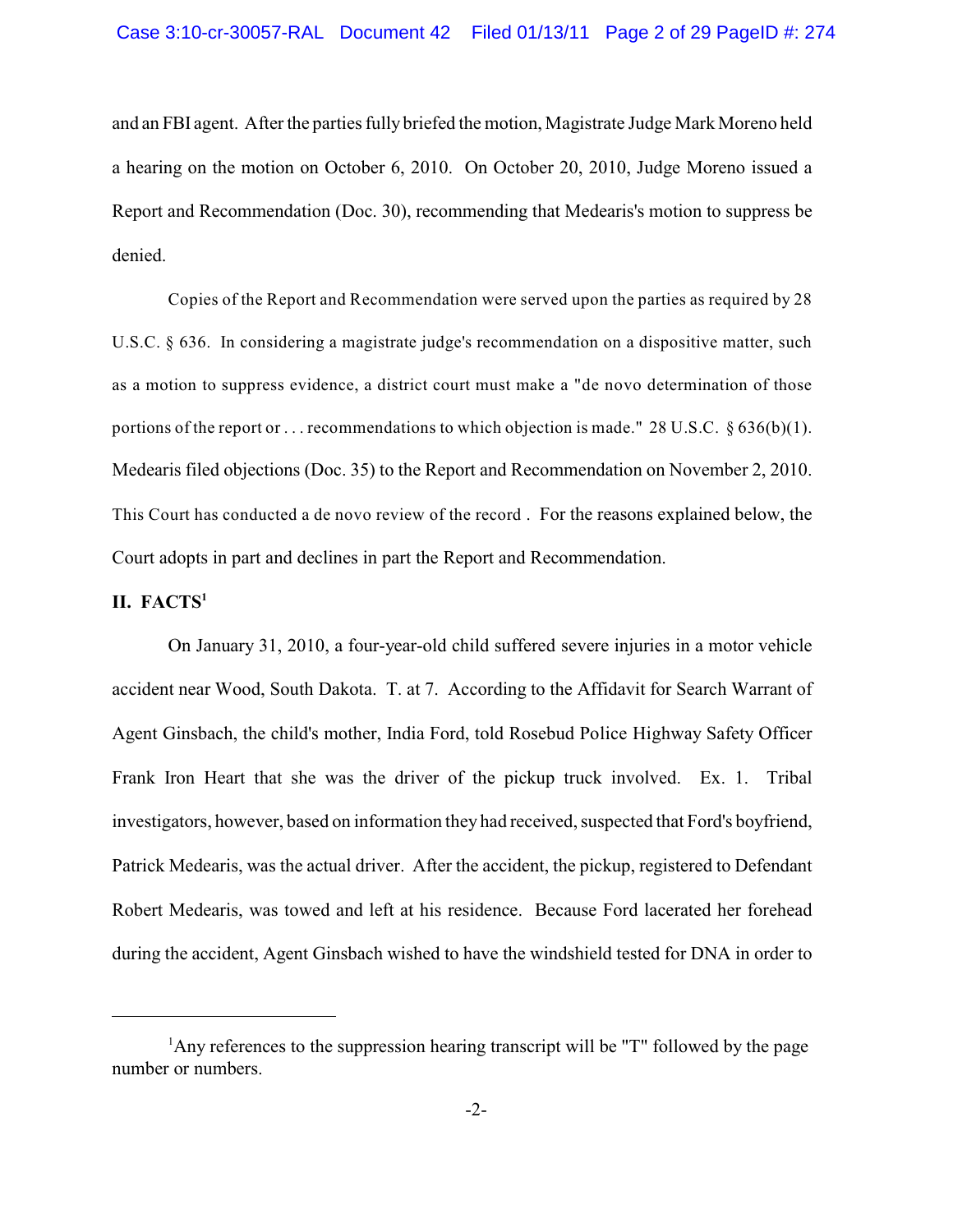and an FBI agent. After the parties fully briefed the motion, Magistrate Judge Mark Moreno held a hearing on the motion on October 6, 2010. On October 20, 2010, Judge Moreno issued a Report and Recommendation (Doc. 30), recommending that Medearis's motion to suppress be denied.

Copies of the Report and Recommendation were served upon the parties as required by 28 U.S.C. § 636. In considering a magistrate judge's recommendation on a dispositive matter, such as a motion to suppress evidence, a district court must make a "de novo determination of those portions of the report or . . . recommendations to which objection is made." 28 U.S.C. § 636(b)(1). Medearis filed objections (Doc. 35) to the Report and Recommendation on November 2, 2010. This Court has conducted a de novo review of the record . For the reasons explained below, the Court adopts in part and declines in part the Report and Recommendation.

## II. FACTS[1]

On January 31, 2010, a four-year-old child suffered severe injuries in a motor vehicle accident near Wood, South Dakota. T. at 7. According to the Affidavit for Search Warrant of Agent Ginsbach, the child's mother, India Ford, told Rosebud Police Highway Safety Officer Frank Iron Heart that she was the driver of the pickup truck involved. Ex. 1. Tribal investigators, however, based on information they had received, suspected that Ford's boyfriend, Patrick Medearis, was the actual driver. After the accident, the pickup, registered to Defendant Robert Medearis, was towed and left at his residence. Because Ford lacerated her forehead during the accident, Agent Ginsbach wished to have the windshield tested for DNA in order to

---

[1] Any references to the suppression hearing transcript will be "T" followed by the page number or numbers.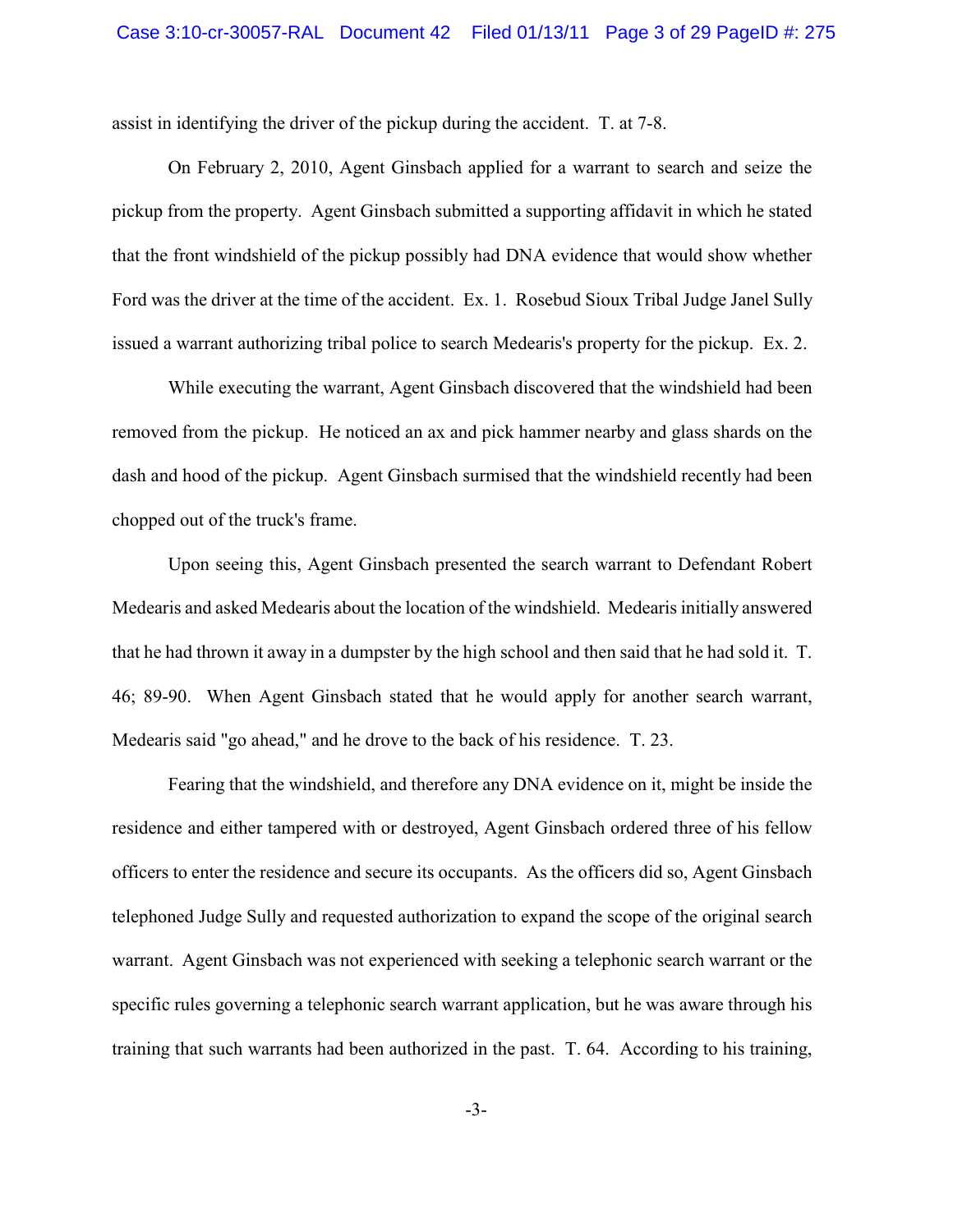assist in identifying the driver of the pickup during the accident. T. at 7-8.

On February 2, 2010, Agent Ginsbach applied for a warrant to search and seize the pickup from the property. Agent Ginsbach submitted a supporting affidavit in which he stated that the front windshield of the pickup possibly had DNA evidence that would show whether Ford was the driver at the time of the accident. Ex. 1. Rosebud Sioux Tribal Judge Janel Sully issued a warrant authorizing tribal police to search Medearis's property for the pickup. Ex. 2.

While executing the warrant, Agent Ginsbach discovered that the windshield had been removed from the pickup. He noticed an ax and pick hammer nearby and glass shards on the dash and hood of the pickup. Agent Ginsbach surmised that the windshield recently had been chopped out of the truck's frame.

Upon seeing this, Agent Ginsbach presented the search warrant to Defendant Robert Medearis and asked Medearis about the location of the windshield. Medearis initially answered that he had thrown it away in a dumpster by the high school and then said that he had sold it. T. 46; 89-90. When Agent Ginsbach stated that he would apply for another search warrant, Medearis said "go ahead," and he drove to the back of his residence. T. 23.

Fearing that the windshield, and therefore any DNA evidence on it, might be inside the residence and either tampered with or destroyed, Agent Ginsbach ordered three of his fellow officers to enter the residence and secure its occupants. As the officers did so, Agent Ginsbach telephoned Judge Sully and requested authorization to expand the scope of the original search warrant. Agent Ginsbach was not experienced with seeking a telephonic search warrant or the specific rules governing a telephonic search warrant application, but he was aware through his training that such warrants had been authorized in the past. T. 64. According to his training,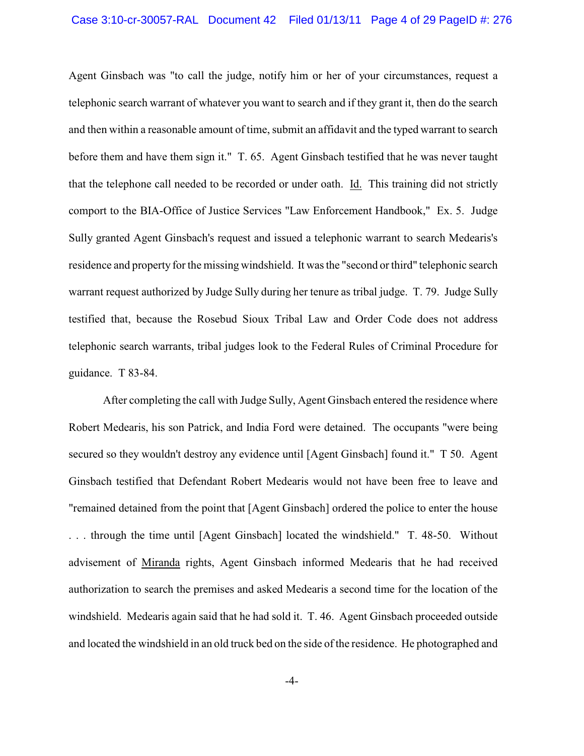Agent Ginsbach was "to call the judge, notify him or her of your circumstances, request a telephonic search warrant of whatever you want to search and if they grant it, then do the search and then within a reasonable amount of time, submit an affidavit and the typed warrant to search before them and have them sign it." T. 65. Agent Ginsbach testified that he was never taught that the telephone call needed to be recorded or under oath. Id. This training did not strictly comport to the BIA-Office of Justice Services "Law Enforcement Handbook," Ex. 5. Judge Sully granted Agent Ginsbach's request and issued a telephonic warrant to search Medearis's residence and property for the missing windshield. It was the "second or third" telephonic search warrant request authorized by Judge Sully during her tenure as tribal judge. T. 79. Judge Sully testified that, because the Rosebud Sioux Tribal Law and Order Code does not address telephonic search warrants, tribal judges look to the Federal Rules of Criminal Procedure for guidance. T 83-84.

After completing the call with Judge Sully, Agent Ginsbach entered the residence where Robert Medearis, his son Patrick, and India Ford were detained. The occupants "were being secured so they wouldn't destroy any evidence until [Agent Ginsbach] found it." T 50. Agent Ginsbach testified that Defendant Robert Medearis would not have been free to leave and "remained detained from the point that [Agent Ginsbach] ordered the police to enter the house . . . through the time until [Agent Ginsbach] located the windshield." T. 48-50. Without advisement of Miranda rights, Agent Ginsbach informed Medearis that he had received authorization to search the premises and asked Medearis a second time for the location of the windshield. Medearis again said that he had sold it. T. 46. Agent Ginsbach proceeded outside and located the windshield in an old truck bed on the side of the residence. He photographed and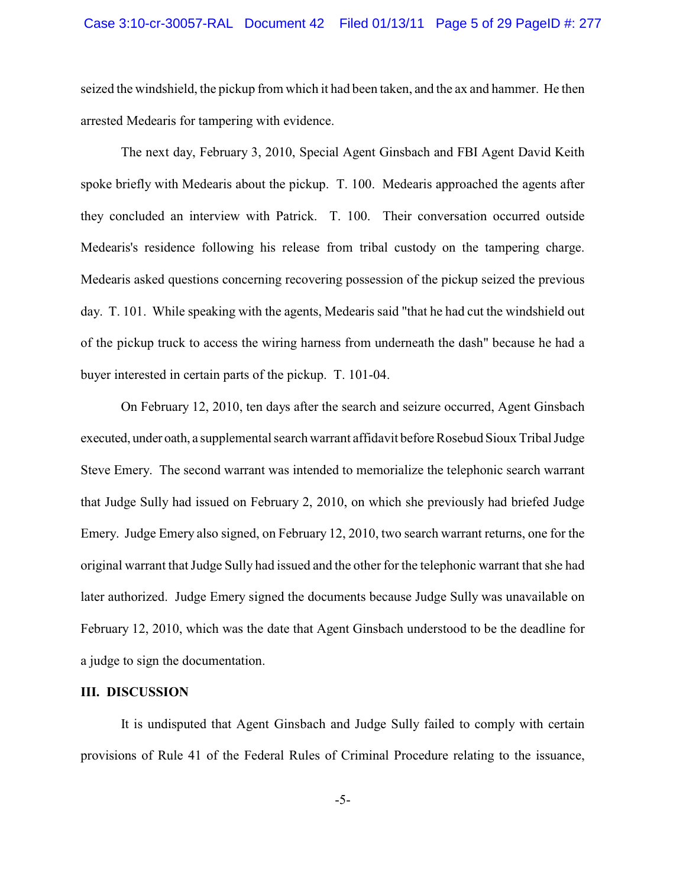seized the windshield, the pickup from which it had been taken, and the ax and hammer. He then arrested Medearis for tampering with evidence.

The next day, February 3, 2010, Special Agent Ginsbach and FBI Agent David Keith spoke briefly with Medearis about the pickup. T. 100. Medearis approached the agents after they concluded an interview with Patrick. T. 100. Their conversation occurred outside Medearis's residence following his release from tribal custody on the tampering charge. Medearis asked questions concerning recovering possession of the pickup seized the previous day. T. 101. While speaking with the agents, Medearis said "that he had cut the windshield out of the pickup truck to access the wiring harness from underneath the dash" because he had a buyer interested in certain parts of the pickup. T. 101-04.

On February 12, 2010, ten days after the search and seizure occurred, Agent Ginsbach executed, under oath, a supplemental search warrant affidavit before Rosebud Sioux Tribal Judge Steve Emery. The second warrant was intended to memorialize the telephonic search warrant that Judge Sully had issued on February 2, 2010, on which she previously had briefed Judge Emery. Judge Emery also signed, on February 12, 2010, two search warrant returns, one for the original warrant that Judge Sully had issued and the other for the telephonic warrant that she had later authorized. Judge Emery signed the documents because Judge Sully was unavailable on February 12, 2010, which was the date that Agent Ginsbach understood to be the deadline for a judge to sign the documentation.

## III. DISCUSSION

It is undisputed that Agent Ginsbach and Judge Sully failed to comply with certain provisions of Rule 41 of the Federal Rules of Criminal Procedure relating to the issuance,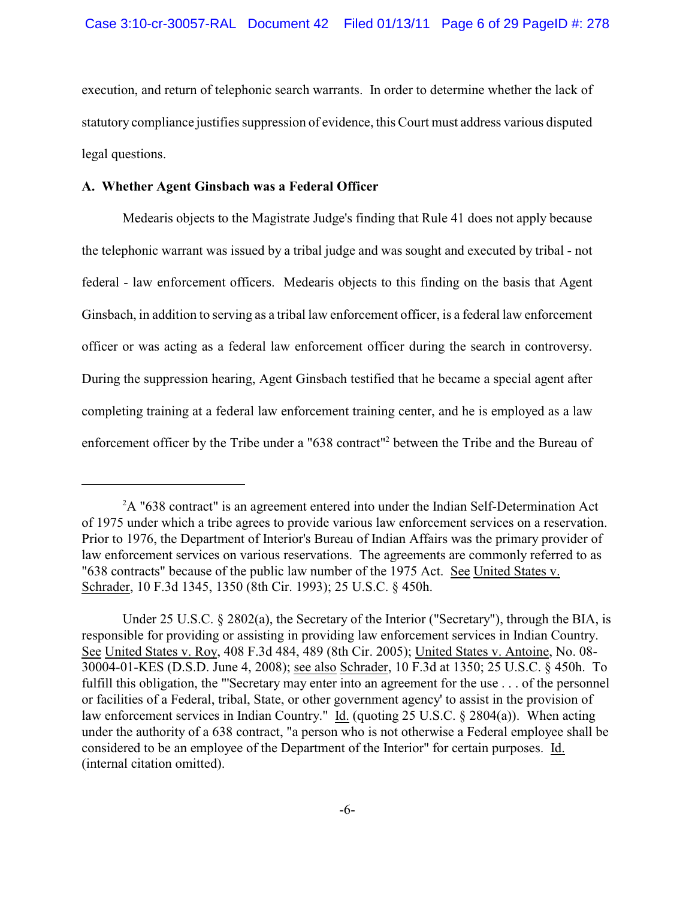execution, and return of telephonic search warrants. In order to determine whether the lack of statutory compliance justifies suppression of evidence, this Court must address various disputed legal questions.

**A. Whether Agent Ginsbach was a Federal Officer**

Medearis objects to the Magistrate Judge's finding that Rule 41 does not apply because the telephonic warrant was issued by a tribal judge and was sought and executed by tribal - not federal - law enforcement officers. Medearis objects to this finding on the basis that Agent Ginsbach, in addition to serving as a tribal law enforcement officer, is a federal law enforcement officer or was acting as a federal law enforcement officer during the search in controversy. During the suppression hearing, Agent Ginsbach testified that he became a special agent after completing training at a federal law enforcement training center, and he is employed as a law enforcement officer by the Tribe under a "638 contract"[2] between the Tribe and the Bureau of

---

[2] A "638 contract" is an agreement entered into under the Indian Self-Determination Act of 1975 under which a tribe agrees to provide various law enforcement services on a reservation. Prior to 1976, the Department of Interior's Bureau of Indian Affairs was the primary provider of law enforcement services on various reservations. The agreements are commonly referred to as "638 contracts" because of the public law number of the 1975 Act. See United States v. Schrader, 10 F.3d 1345, 1350 (8th Cir. 1993); 25 U.S.C. § 450h.

Under 25 U.S.C. § 2802(a), the Secretary of the Interior ("Secretary"), through the BIA, is responsible for providing or assisting in providing law enforcement services in Indian Country. See United States v. Roy, 408 F.3d 484, 489 (8th Cir. 2005); United States v. Antoine, No. 08-30004-01-KES (D.S.D. June 4, 2008); see also Schrader, 10 F.3d at 1350; 25 U.S.C. § 450h. To fulfill this obligation, the "'Secretary may enter into an agreement for the use . . . of the personnel or facilities of a Federal, tribal, State, or other government agency' to assist in the provision of law enforcement services in Indian Country." Id. (quoting 25 U.S.C. § 2804(a)). When acting under the authority of a 638 contract, "a person who is not otherwise a Federal employee shall be considered to be an employee of the Department of the Interior" for certain purposes. Id. (internal citation omitted).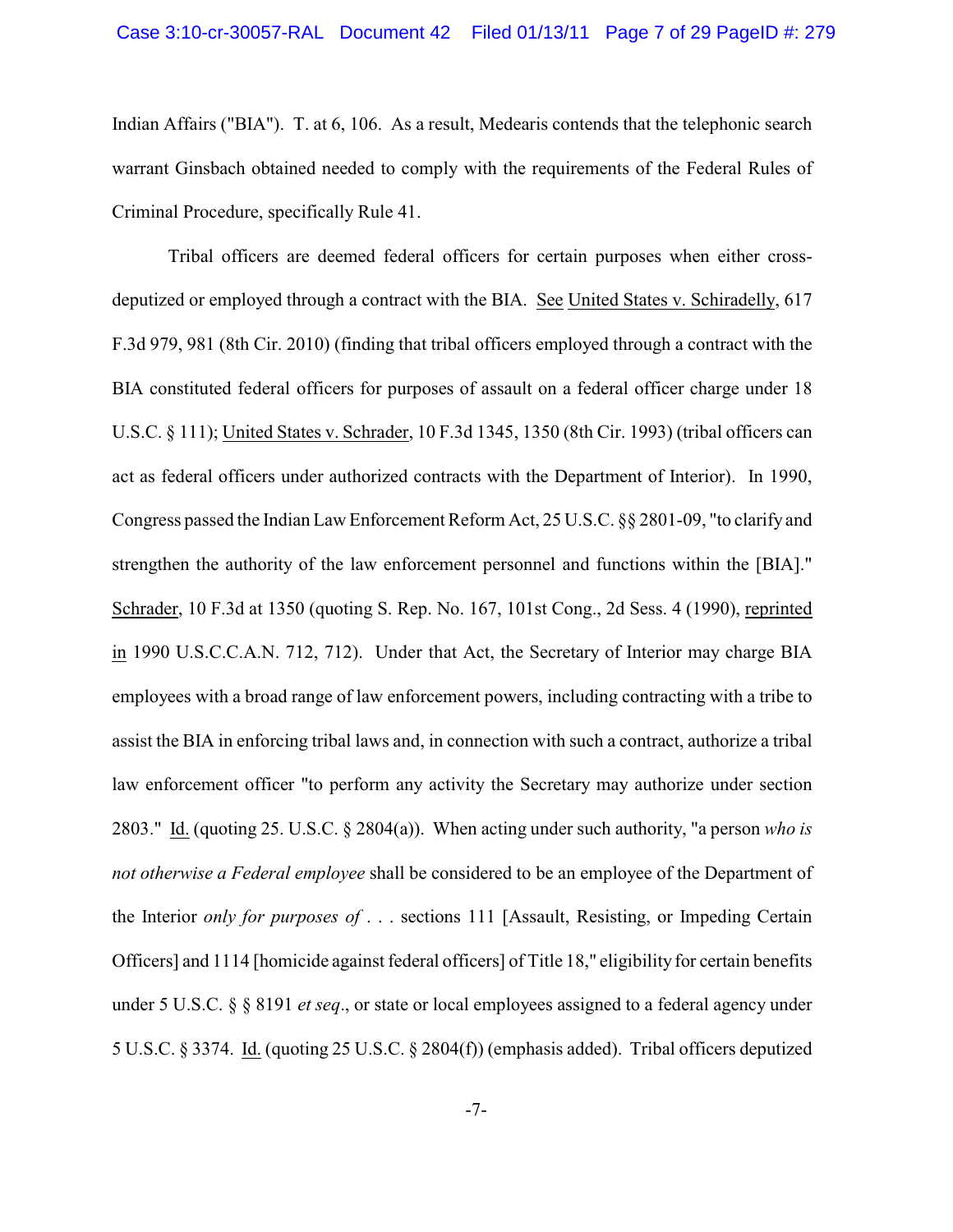Indian Affairs ("BIA"). T. at 6, 106. As a result, Medearis contends that the telephonic search warrant Ginsbach obtained needed to comply with the requirements of the Federal Rules of Criminal Procedure, specifically Rule 41.

Tribal officers are deemed federal officers for certain purposes when either cross-deputized or employed through a contract with the BIA. See United States v. Schiradelly, 617 F.3d 979, 981 (8th Cir. 2010) (finding that tribal officers employed through a contract with the BIA constituted federal officers for purposes of assault on a federal officer charge under 18 U.S.C. § 111); United States v. Schrader, 10 F.3d 1345, 1350 (8th Cir. 1993) (tribal officers can act as federal officers under authorized contracts with the Department of Interior). In 1990, Congress passed the Indian Law Enforcement Reform Act, 25 U.S.C. §§ 2801-09, "to clarify and strengthen the authority of the law enforcement personnel and functions within the [BIA]." Schrader, 10 F.3d at 1350 (quoting S. Rep. No. 167, 101st Cong., 2d Sess. 4 (1990), reprinted in 1990 U.S.C.C.A.N. 712, 712). Under that Act, the Secretary of Interior may charge BIA employees with a broad range of law enforcement powers, including contracting with a tribe to assist the BIA in enforcing tribal laws and, in connection with such a contract, authorize a tribal law enforcement officer "to perform any activity the Secretary may authorize under section 2803." Id. (quoting 25. U.S.C. § 2804(a)). When acting under such authority, "a person *who is not otherwise a Federal employee* shall be considered to be an employee of the Department of the Interior *only for purposes of* . . . sections 111 [Assault, Resisting, or Impeding Certain Officers] and 1114 [homicide against federal officers] of Title 18," eligibility for certain benefits under 5 U.S.C. § § 8191 *et seq*., or state or local employees assigned to a federal agency under 5 U.S.C. § 3374. Id. (quoting 25 U.S.C. § 2804(f)) (emphasis added). Tribal officers deputized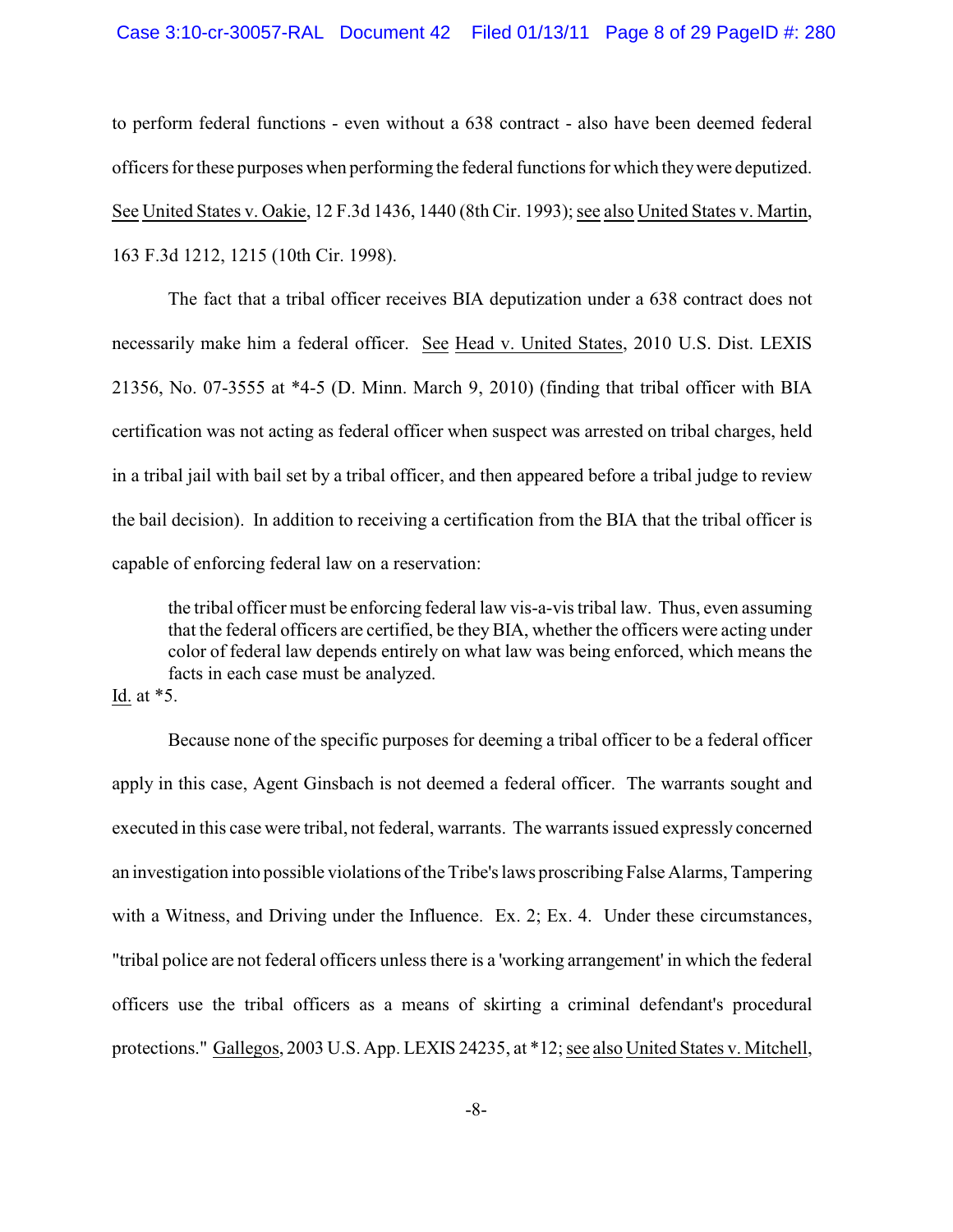to perform federal functions - even without a 638 contract - also have been deemed federal officers for these purposes when performing the federal functions for which they were deputized. See United States v. Oakie, 12 F.3d 1436, 1440 (8th Cir. 1993); see also United States v. Martin, 163 F.3d 1212, 1215 (10th Cir. 1998).

The fact that a tribal officer receives BIA deputization under a 638 contract does not necessarily make him a federal officer. See Head v. United States, 2010 U.S. Dist. LEXIS 21356, No. 07-3555 at *4-5 (D. Minn. March 9, 2010) (finding that tribal officer with BIA certification was not acting as federal officer when suspect was arrested on tribal charges, held in a tribal jail with bail set by a tribal officer, and then appeared before a tribal judge to review the bail decision). In addition to receiving a certification from the BIA that the tribal officer is capable of enforcing federal law on a reservation:

> the tribal officer must be enforcing federal law vis-a-vis tribal law. Thus, even assuming that the federal officers are certified, be they BIA, whether the officers were acting under color of federal law depends entirely on what law was being enforced, which means the facts in each case must be analyzed.

Id. at *5.

Because none of the specific purposes for deeming a tribal officer to be a federal officer apply in this case, Agent Ginsbach is not deemed a federal officer. The warrants sought and executed in this case were tribal, not federal, warrants. The warrants issued expressly concerned an investigation into possible violations of the Tribe's laws proscribing False Alarms, Tampering with a Witness, and Driving under the Influence. Ex. 2; Ex. 4. Under these circumstances, "tribal police are not federal officers unless there is a 'working arrangement' in which the federal officers use the tribal officers as a means of skirting a criminal defendant's procedural protections." Gallegos, 2003 U.S. App. LEXIS 24235, at *12; see also United States v. Mitchell,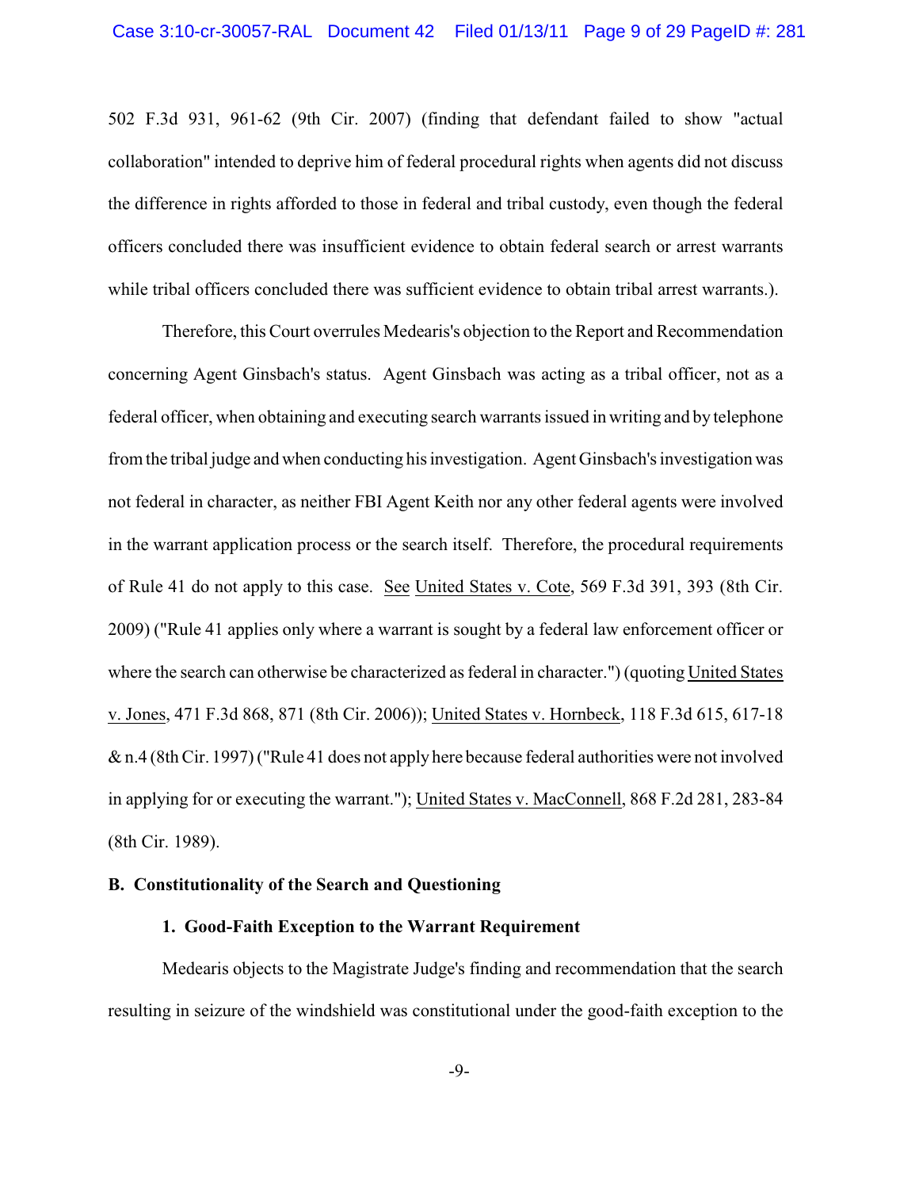502 F.3d 931, 961-62 (9th Cir. 2007) (finding that defendant failed to show "actual collaboration" intended to deprive him of federal procedural rights when agents did not discuss the difference in rights afforded to those in federal and tribal custody, even though the federal officers concluded there was insufficient evidence to obtain federal search or arrest warrants while tribal officers concluded there was sufficient evidence to obtain tribal arrest warrants.).

Therefore, this Court overrules Medearis's objection to the Report and Recommendation concerning Agent Ginsbach's status. Agent Ginsbach was acting as a tribal officer, not as a federal officer, when obtaining and executing search warrants issued in writing and by telephone from the tribal judge and when conducting his investigation. Agent Ginsbach's investigation was not federal in character, as neither FBI Agent Keith nor any other federal agents were involved in the warrant application process or the search itself. Therefore, the procedural requirements of Rule 41 do not apply to this case. See United States v. Cote, 569 F.3d 391, 393 (8th Cir. 2009) ("Rule 41 applies only where a warrant is sought by a federal law enforcement officer or where the search can otherwise be characterized as federal in character.") (quoting United States v. Jones, 471 F.3d 868, 871 (8th Cir. 2006)); United States v. Hornbeck, 118 F.3d 615, 617-18 & n.4 (8th Cir. 1997) ("Rule 41 does not apply here because federal authorities were not involved in applying for or executing the warrant."); United States v. MacConnell, 868 F.2d 281, 283-84 (8th Cir. 1989).

**B. Constitutionality of the Search and Questioning**

**1. Good-Faith Exception to the Warrant Requirement**

Medearis objects to the Magistrate Judge's finding and recommendation that the search resulting in seizure of the windshield was constitutional under the good-faith exception to the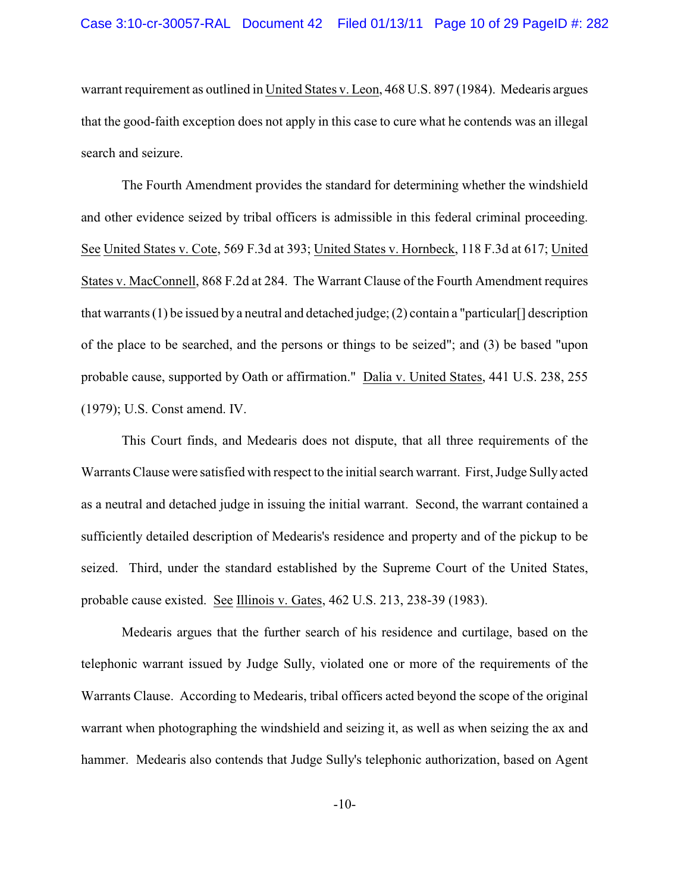warrant requirement as outlined in United States v. Leon, 468 U.S. 897 (1984). Medearis argues that the good-faith exception does not apply in this case to cure what he contends was an illegal search and seizure.

The Fourth Amendment provides the standard for determining whether the windshield and other evidence seized by tribal officers is admissible in this federal criminal proceeding. See United States v. Cote, 569 F.3d at 393; United States v. Hornbeck, 118 F.3d at 617; United States v. MacConnell, 868 F.2d at 284. The Warrant Clause of the Fourth Amendment requires that warrants (1) be issued by a neutral and detached judge; (2) contain a "particular[] description of the place to be searched, and the persons or things to be seized"; and (3) be based "upon probable cause, supported by Oath or affirmation." Dalia v. United States, 441 U.S. 238, 255 (1979); U.S. Const amend. IV.

This Court finds, and Medearis does not dispute, that all three requirements of the Warrants Clause were satisfied with respect to the initial search warrant. First, Judge Sully acted as a neutral and detached judge in issuing the initial warrant. Second, the warrant contained a sufficiently detailed description of Medearis's residence and property and of the pickup to be seized. Third, under the standard established by the Supreme Court of the United States, probable cause existed. See Illinois v. Gates, 462 U.S. 213, 238-39 (1983).

Medearis argues that the further search of his residence and curtilage, based on the telephonic warrant issued by Judge Sully, violated one or more of the requirements of the Warrants Clause. According to Medearis, tribal officers acted beyond the scope of the original warrant when photographing the windshield and seizing it, as well as when seizing the ax and hammer. Medearis also contends that Judge Sully's telephonic authorization, based on Agent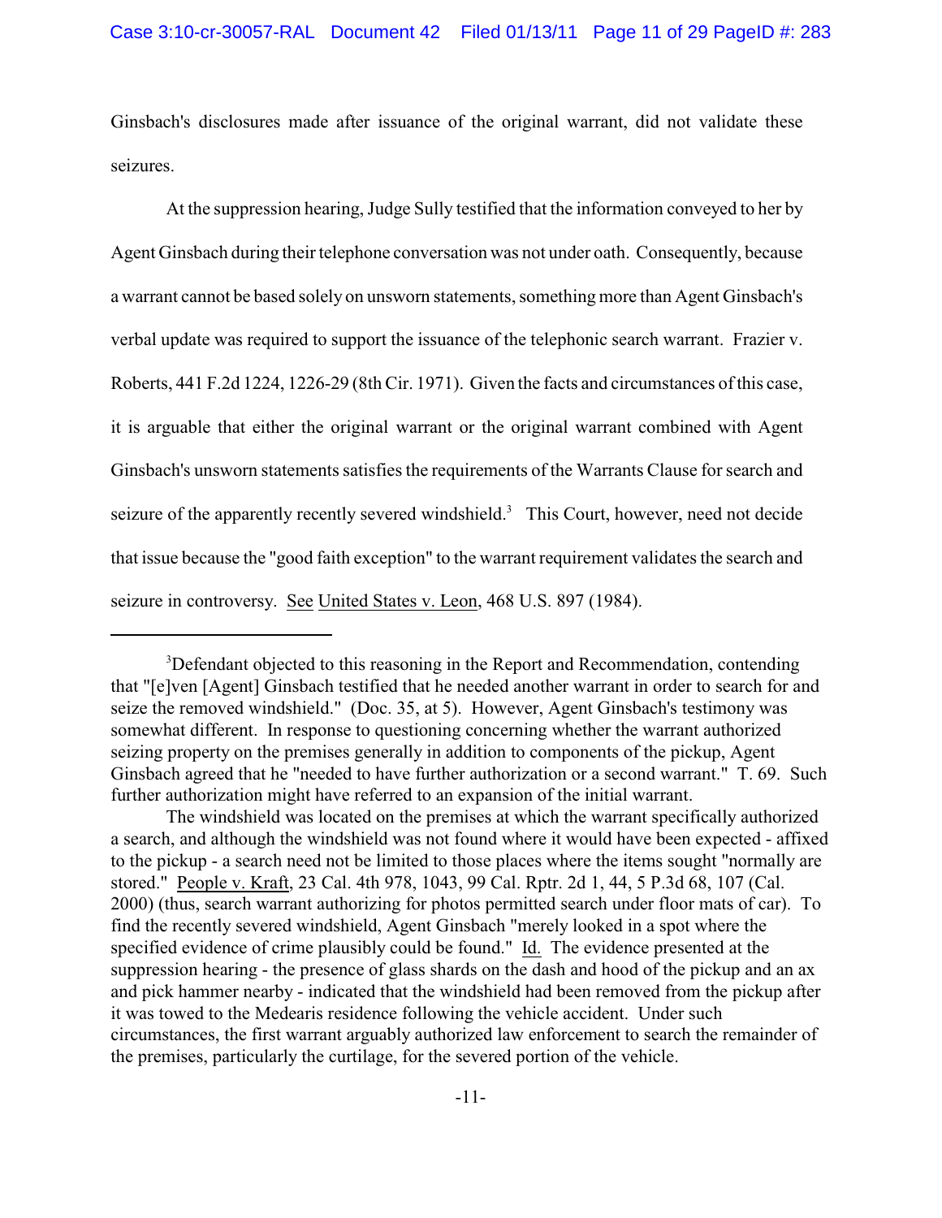Ginsbach's disclosures made after issuance of the original warrant, did not validate these seizures.

At the suppression hearing, Judge Sully testified that the information conveyed to her by Agent Ginsbach during their telephone conversation was not under oath. Consequently, because a warrant cannot be based solely on unsworn statements, something more than Agent Ginsbach's verbal update was required to support the issuance of the telephonic search warrant. Frazier v. Roberts, 441 F.2d 1224, 1226-29 (8th Cir. 1971). Given the facts and circumstances of this case, it is arguable that either the original warrant or the original warrant combined with Agent Ginsbach's unsworn statements satisfies the requirements of the Warrants Clause for search and seizure of the apparently recently severed windshield.[3] This Court, however, need not decide that issue because the "good faith exception" to the warrant requirement validates the search and seizure in controversy. See United States v. Leon, 468 U.S. 897 (1984).

---

[3]Defendant objected to this reasoning in the Report and Recommendation, contending that "[e]ven [Agent] Ginsbach testified that he needed another warrant in order to search for and seize the removed windshield." (Doc. 35, at 5). However, Agent Ginsbach's testimony was somewhat different. In response to questioning concerning whether the warrant authorized seizing property on the premises generally in addition to components of the pickup, Agent Ginsbach agreed that he "needed to have further authorization or a second warrant." T. 69. Such further authorization might have referred to an expansion of the initial warrant.

The windshield was located on the premises at which the warrant specifically authorized a search, and although the windshield was not found where it would have been expected - affixed to the pickup - a search need not be limited to those places where the items sought "normally are stored." People v. Kraft, 23 Cal. 4th 978, 1043, 99 Cal. Rptr. 2d 1, 44, 5 P.3d 68, 107 (Cal. 2000) (thus, search warrant authorizing for photos permitted search under floor mats of car). To find the recently severed windshield, Agent Ginsbach "merely looked in a spot where the specified evidence of crime plausibly could be found." Id. The evidence presented at the suppression hearing - the presence of glass shards on the dash and hood of the pickup and an ax and pick hammer nearby - indicated that the windshield had been removed from the pickup after it was towed to the Medearis residence following the vehicle accident. Under such circumstances, the first warrant arguably authorized law enforcement to search the remainder of the premises, particularly the curtilage, for the severed portion of the vehicle.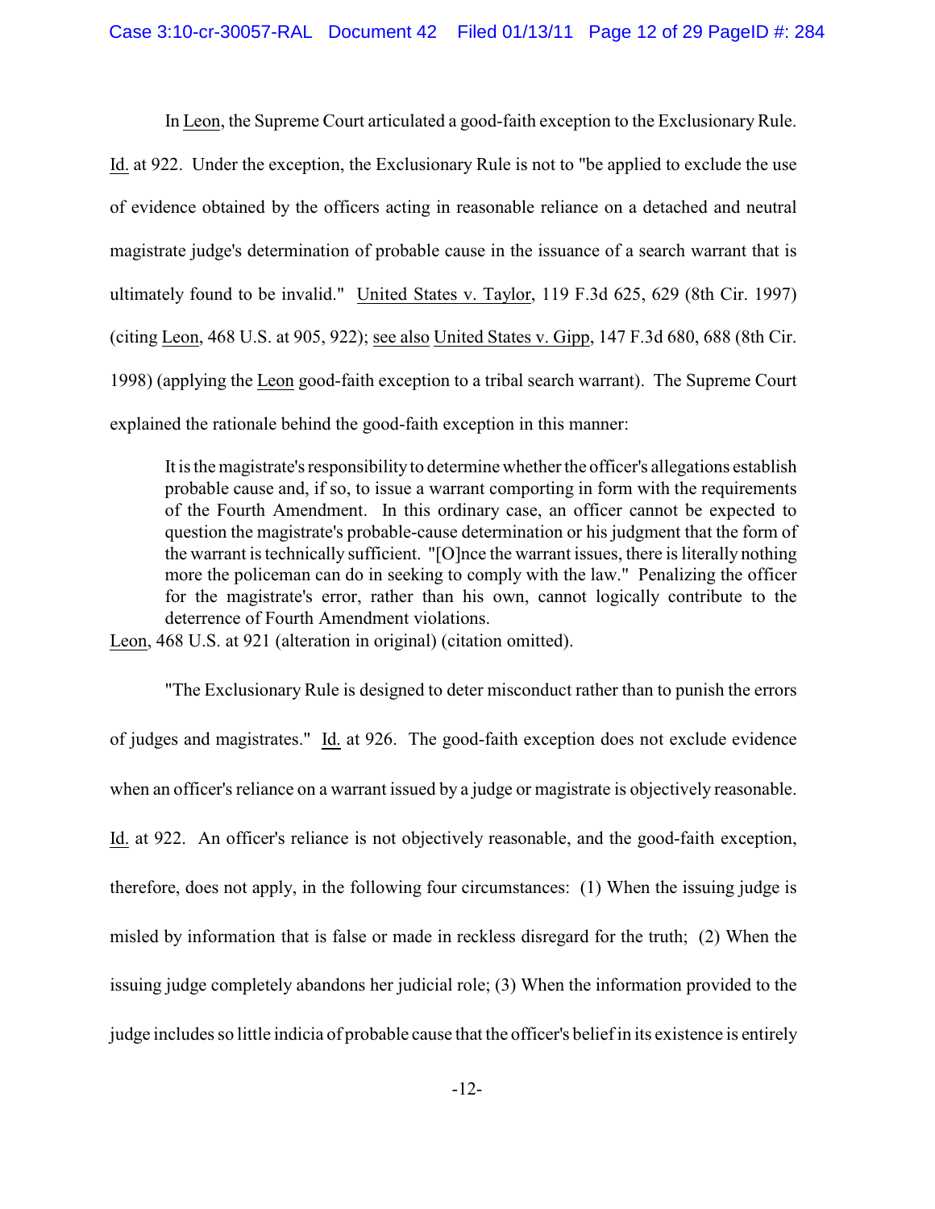In Leon, the Supreme Court articulated a good-faith exception to the Exclusionary Rule. Id. at 922. Under the exception, the Exclusionary Rule is not to "be applied to exclude the use of evidence obtained by the officers acting in reasonable reliance on a detached and neutral magistrate judge's determination of probable cause in the issuance of a search warrant that is ultimately found to be invalid." United States v. Taylor, 119 F.3d 625, 629 (8th Cir. 1997) (citing Leon, 468 U.S. at 905, 922); see also United States v. Gipp, 147 F.3d 680, 688 (8th Cir. 1998) (applying the Leon good-faith exception to a tribal search warrant). The Supreme Court explained the rationale behind the good-faith exception in this manner:

> It is the magistrate's responsibility to determine whether the officer's allegations establish probable cause and, if so, to issue a warrant comporting in form with the requirements of the Fourth Amendment. In this ordinary case, an officer cannot be expected to question the magistrate's probable-cause determination or his judgment that the form of the warrant is technically sufficient. "[O]nce the warrant issues, there is literally nothing more the policeman can do in seeking to comply with the law." Penalizing the officer for the magistrate's error, rather than his own, cannot logically contribute to the deterrence of Fourth Amendment violations.

Leon, 468 U.S. at 921 (alteration in original) (citation omitted).

"The Exclusionary Rule is designed to deter misconduct rather than to punish the errors of judges and magistrates." Id. at 926. The good-faith exception does not exclude evidence when an officer's reliance on a warrant issued by a judge or magistrate is objectively reasonable. Id. at 922. An officer's reliance is not objectively reasonable, and the good-faith exception, therefore, does not apply, in the following four circumstances: (1) When the issuing judge is misled by information that is false or made in reckless disregard for the truth; (2) When the issuing judge completely abandons her judicial role; (3) When the information provided to the judge includes so little indicia of probable cause that the officer's belief in its existence is entirely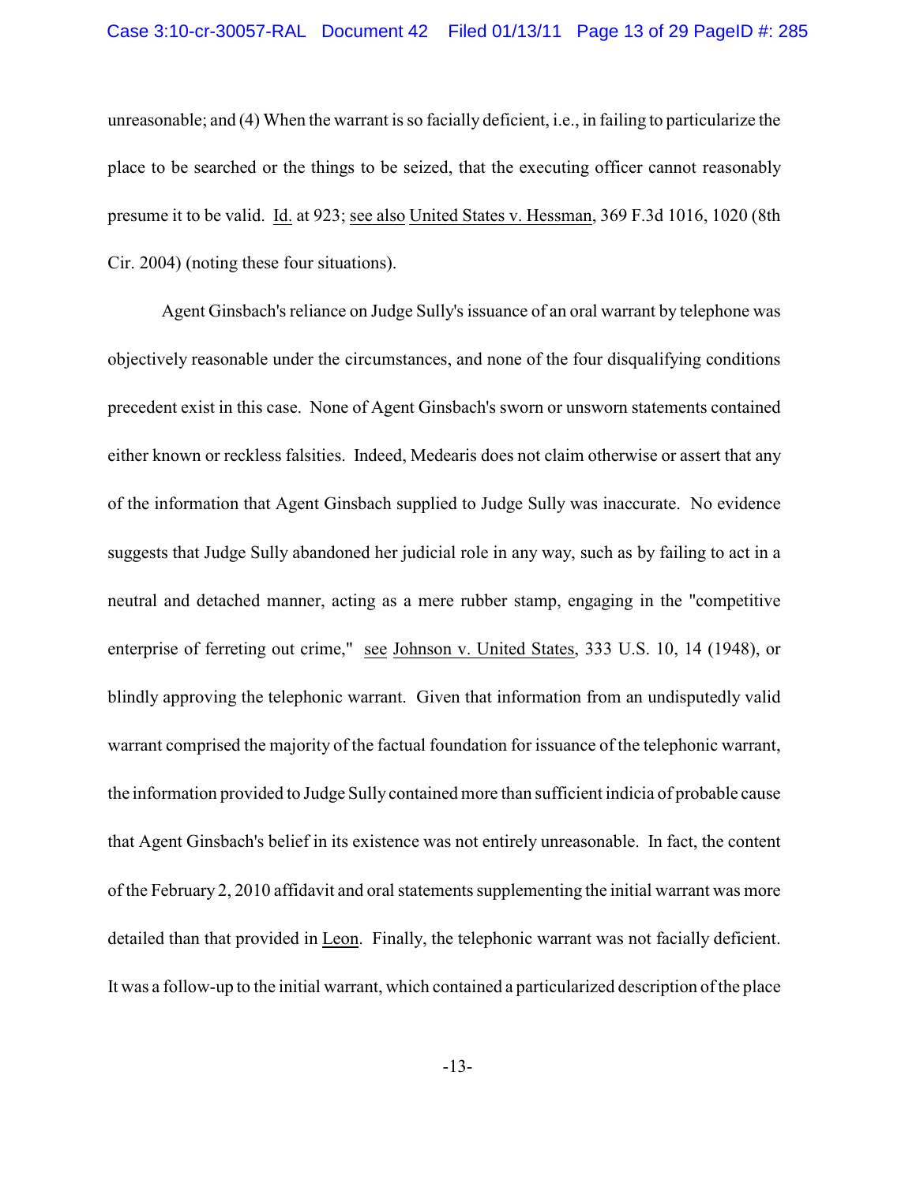unreasonable; and (4) When the warrant is so facially deficient, i.e., in failing to particularize the place to be searched or the things to be seized, that the executing officer cannot reasonably presume it to be valid. Id. at 923; see also United States v. Hessman, 369 F.3d 1016, 1020 (8th Cir. 2004) (noting these four situations).

Agent Ginsbach's reliance on Judge Sully's issuance of an oral warrant by telephone was objectively reasonable under the circumstances, and none of the four disqualifying conditions precedent exist in this case. None of Agent Ginsbach's sworn or unsworn statements contained either known or reckless falsities. Indeed, Medearis does not claim otherwise or assert that any of the information that Agent Ginsbach supplied to Judge Sully was inaccurate. No evidence suggests that Judge Sully abandoned her judicial role in any way, such as by failing to act in a neutral and detached manner, acting as a mere rubber stamp, engaging in the "competitive enterprise of ferreting out crime," see Johnson v. United States, 333 U.S. 10, 14 (1948), or blindly approving the telephonic warrant. Given that information from an undisputedly valid warrant comprised the majority of the factual foundation for issuance of the telephonic warrant, the information provided to Judge Sully contained more than sufficient indicia of probable cause that Agent Ginsbach's belief in its existence was not entirely unreasonable. In fact, the content of the February 2, 2010 affidavit and oral statements supplementing the initial warrant was more detailed than that provided in Leon. Finally, the telephonic warrant was not facially deficient. It was a follow-up to the initial warrant, which contained a particularized description of the place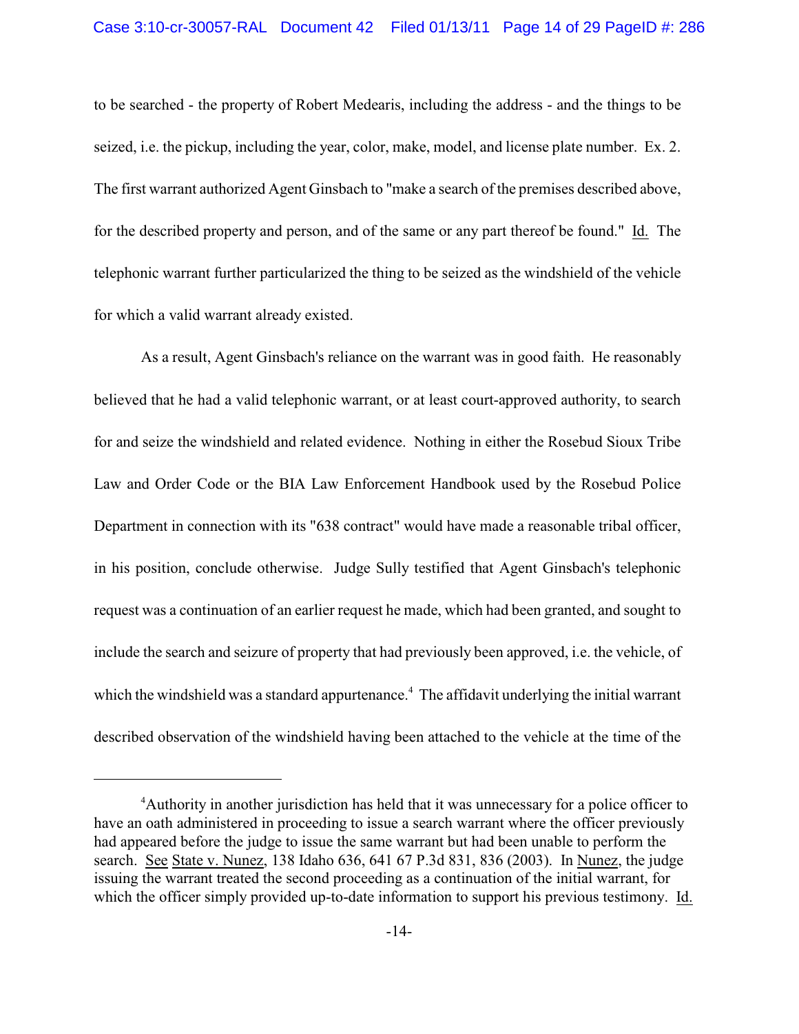to be searched - the property of Robert Medearis, including the address - and the things to be seized, i.e. the pickup, including the year, color, make, model, and license plate number. Ex. 2. The first warrant authorized Agent Ginsbach to "make a search of the premises described above, for the described property and person, and of the same or any part thereof be found." Id. The telephonic warrant further particularized the thing to be seized as the windshield of the vehicle for which a valid warrant already existed.

As a result, Agent Ginsbach's reliance on the warrant was in good faith. He reasonably believed that he had a valid telephonic warrant, or at least court-approved authority, to search for and seize the windshield and related evidence. Nothing in either the Rosebud Sioux Tribe Law and Order Code or the BIA Law Enforcement Handbook used by the Rosebud Police Department in connection with its "638 contract" would have made a reasonable tribal officer, in his position, conclude otherwise. Judge Sully testified that Agent Ginsbach's telephonic request was a continuation of an earlier request he made, which had been granted, and sought to include the search and seizure of property that had previously been approved, i.e. the vehicle, of which the windshield was a standard appurtenance.[4] The affidavit underlying the initial warrant described observation of the windshield having been attached to the vehicle at the time of the

---

[4]Authority in another jurisdiction has held that it was unnecessary for a police officer to have an oath administered in proceeding to issue a search warrant where the officer previously had appeared before the judge to issue the same warrant but had been unable to perform the search. See State v. Nunez, 138 Idaho 636, 641 67 P.3d 831, 836 (2003). In Nunez, the judge issuing the warrant treated the second proceeding as a continuation of the initial warrant, for which the officer simply provided up-to-date information to support his previous testimony. Id.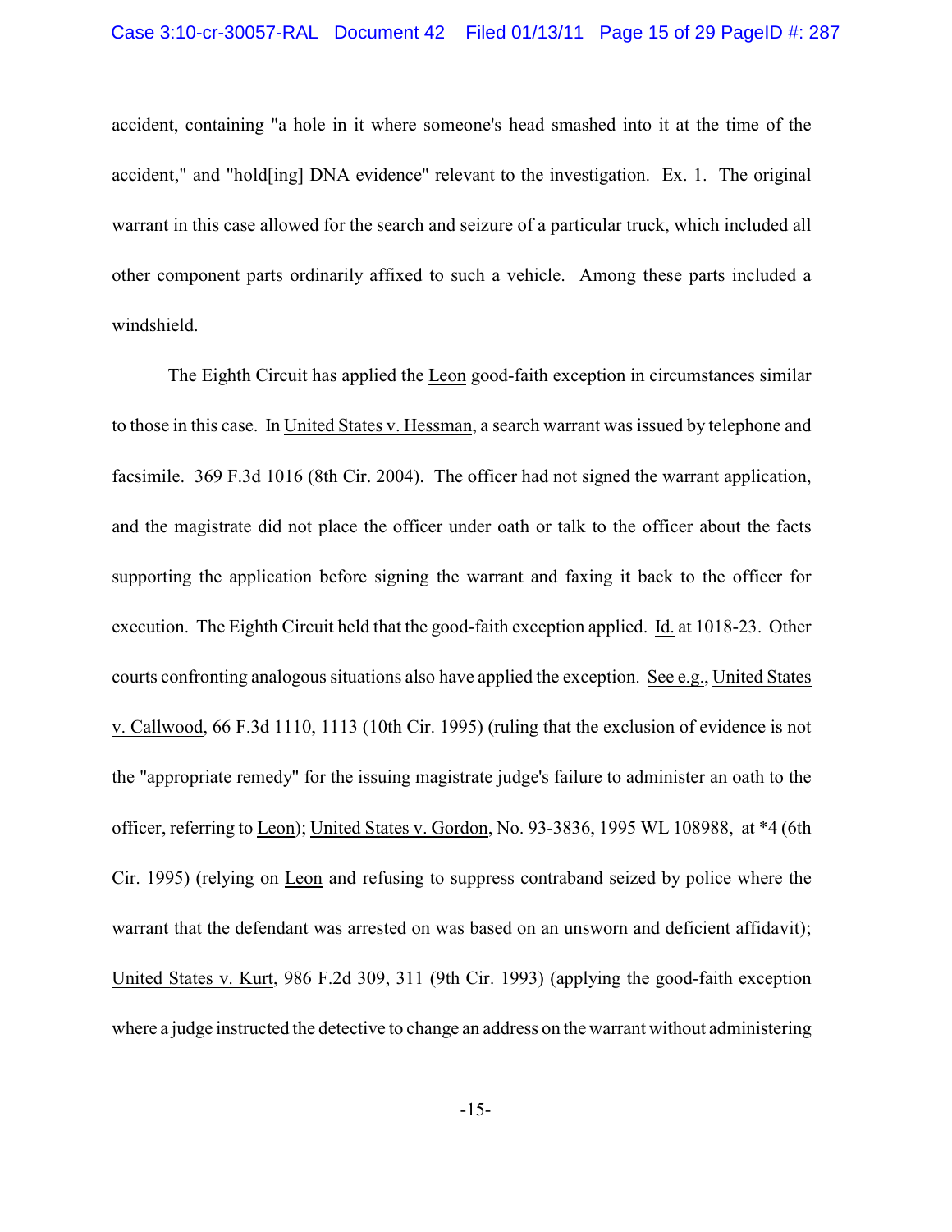accident, containing "a hole in it where someone's head smashed into it at the time of the accident," and "hold[ing] DNA evidence" relevant to the investigation. Ex. 1. The original warrant in this case allowed for the search and seizure of a particular truck, which included all other component parts ordinarily affixed to such a vehicle. Among these parts included a windshield.

The Eighth Circuit has applied the Leon good-faith exception in circumstances similar to those in this case. In United States v. Hessman, a search warrant was issued by telephone and facsimile. 369 F.3d 1016 (8th Cir. 2004). The officer had not signed the warrant application, and the magistrate did not place the officer under oath or talk to the officer about the facts supporting the application before signing the warrant and faxing it back to the officer for execution. The Eighth Circuit held that the good-faith exception applied. Id. at 1018-23. Other courts confronting analogous situations also have applied the exception. See e.g., United States v. Callwood, 66 F.3d 1110, 1113 (10th Cir. 1995) (ruling that the exclusion of evidence is not the "appropriate remedy" for the issuing magistrate judge's failure to administer an oath to the officer, referring to Leon); United States v. Gordon, No. 93-3836, 1995 WL 108988, at *4 (6th Cir. 1995) (relying on Leon and refusing to suppress contraband seized by police where the warrant that the defendant was arrested on was based on an unsworn and deficient affidavit); United States v. Kurt, 986 F.2d 309, 311 (9th Cir. 1993) (applying the good-faith exception where a judge instructed the detective to change an address on the warrant without administering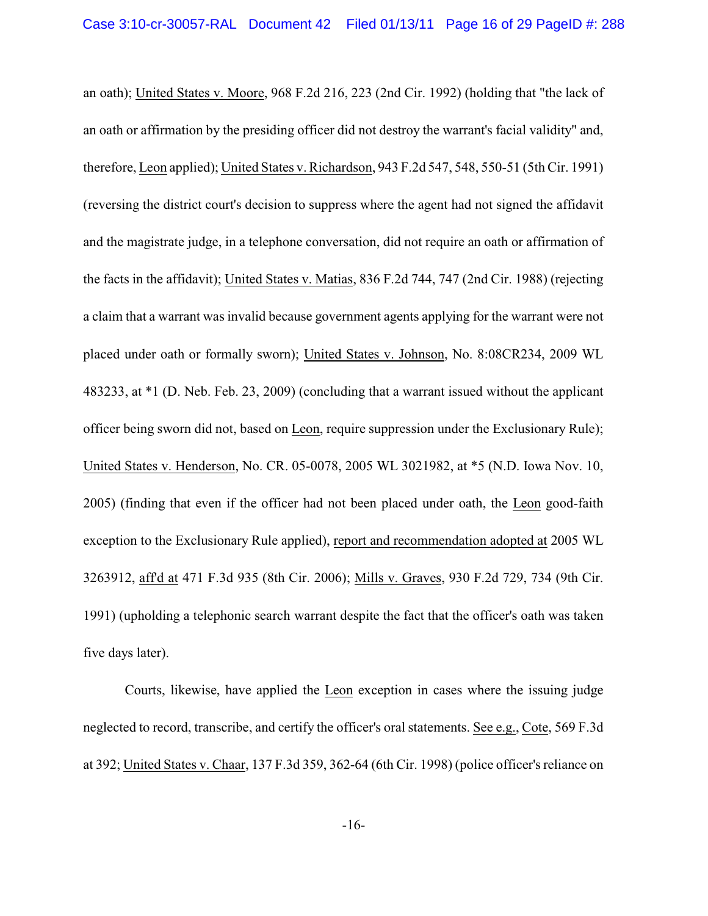an oath); United States v. Moore, 968 F.2d 216, 223 (2nd Cir. 1992) (holding that "the lack of an oath or affirmation by the presiding officer did not destroy the warrant's facial validity" and, therefore, Leon applied); United States v. Richardson, 943 F.2d 547, 548, 550-51 (5th Cir. 1991) (reversing the district court's decision to suppress where the agent had not signed the affidavit and the magistrate judge, in a telephone conversation, did not require an oath or affirmation of the facts in the affidavit); United States v. Matias, 836 F.2d 744, 747 (2nd Cir. 1988) (rejecting a claim that a warrant was invalid because government agents applying for the warrant were not placed under oath or formally sworn); United States v. Johnson, No. 8:08CR234, 2009 WL 483233, at *1 (D. Neb. Feb. 23, 2009) (concluding that a warrant issued without the applicant officer being sworn did not, based on Leon, require suppression under the Exclusionary Rule); United States v. Henderson, No. CR. 05-0078, 2005 WL 3021982, at *5 (N.D. Iowa Nov. 10, 2005) (finding that even if the officer had not been placed under oath, the Leon good-faith exception to the Exclusionary Rule applied), report and recommendation adopted at 2005 WL 3263912, aff'd at 471 F.3d 935 (8th Cir. 2006); Mills v. Graves, 930 F.2d 729, 734 (9th Cir. 1991) (upholding a telephonic search warrant despite the fact that the officer's oath was taken five days later).

Courts, likewise, have applied the Leon exception in cases where the issuing judge neglected to record, transcribe, and certify the officer's oral statements. See e.g., Cote, 569 F.3d at 392; United States v. Chaar, 137 F.3d 359, 362-64 (6th Cir. 1998) (police officer's reliance on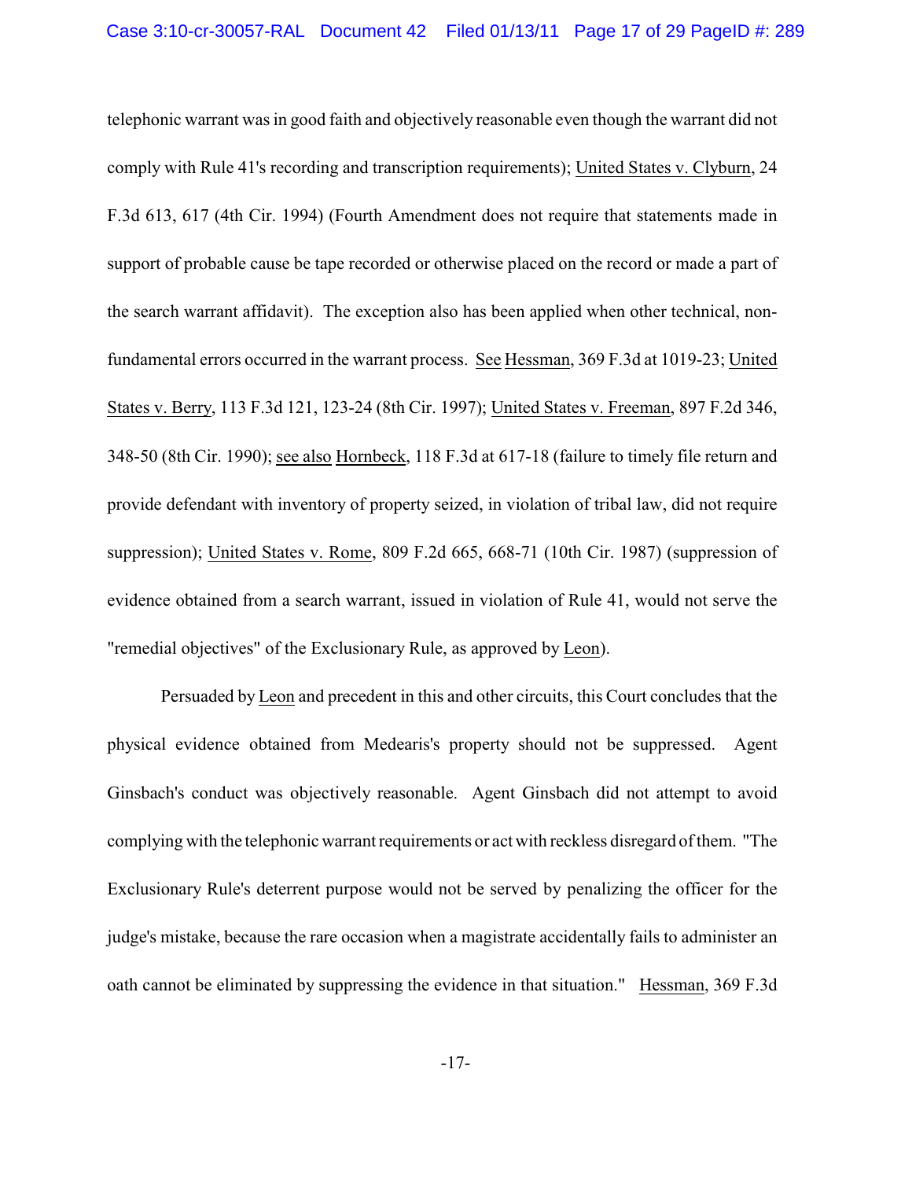telephonic warrant was in good faith and objectively reasonable even though the warrant did not comply with Rule 41's recording and transcription requirements); United States v. Clyburn, 24 F.3d 613, 617 (4th Cir. 1994) (Fourth Amendment does not require that statements made in support of probable cause be tape recorded or otherwise placed on the record or made a part of the search warrant affidavit). The exception also has been applied when other technical, non-fundamental errors occurred in the warrant process. See Hessman, 369 F.3d at 1019-23; United States v. Berry, 113 F.3d 121, 123-24 (8th Cir. 1997); United States v. Freeman, 897 F.2d 346, 348-50 (8th Cir. 1990); see also Hornbeck, 118 F.3d at 617-18 (failure to timely file return and provide defendant with inventory of property seized, in violation of tribal law, did not require suppression); United States v. Rome, 809 F.2d 665, 668-71 (10th Cir. 1987) (suppression of evidence obtained from a search warrant, issued in violation of Rule 41, would not serve the "remedial objectives" of the Exclusionary Rule, as approved by Leon).

Persuaded by Leon and precedent in this and other circuits, this Court concludes that the physical evidence obtained from Medearis's property should not be suppressed. Agent Ginsbach's conduct was objectively reasonable. Agent Ginsbach did not attempt to avoid complying with the telephonic warrant requirements or act with reckless disregard of them. "The Exclusionary Rule's deterrent purpose would not be served by penalizing the officer for the judge's mistake, because the rare occasion when a magistrate accidentally fails to administer an oath cannot be eliminated by suppressing the evidence in that situation." Hessman, 369 F.3d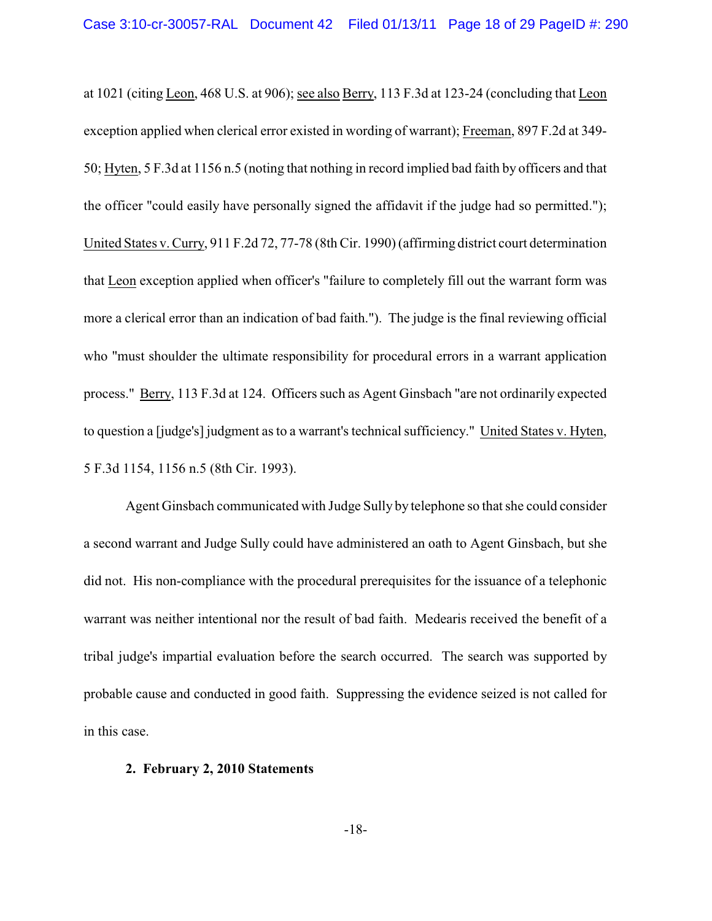at 1021 (citing Leon, 468 U.S. at 906); see also Berry, 113 F.3d at 123-24 (concluding that Leon exception applied when clerical error existed in wording of warrant); Freeman, 897 F.2d at 349-50; Hyten, 5 F.3d at 1156 n.5 (noting that nothing in record implied bad faith by officers and that the officer "could easily have personally signed the affidavit if the judge had so permitted."); United States v. Curry, 911 F.2d 72, 77-78 (8th Cir. 1990) (affirming district court determination that Leon exception applied when officer's "failure to completely fill out the warrant form was more a clerical error than an indication of bad faith."). The judge is the final reviewing official who "must shoulder the ultimate responsibility for procedural errors in a warrant application process." Berry, 113 F.3d at 124. Officers such as Agent Ginsbach "are not ordinarily expected to question a [judge's] judgment as to a warrant's technical sufficiency." United States v. Hyten, 5 F.3d 1154, 1156 n.5 (8th Cir. 1993).

Agent Ginsbach communicated with Judge Sully by telephone so that she could consider a second warrant and Judge Sully could have administered an oath to Agent Ginsbach, but she did not. His non-compliance with the procedural prerequisites for the issuance of a telephonic warrant was neither intentional nor the result of bad faith. Medearis received the benefit of a tribal judge's impartial evaluation before the search occurred. The search was supported by probable cause and conducted in good faith. Suppressing the evidence seized is not called for in this case.

**2. February 2, 2010 Statements**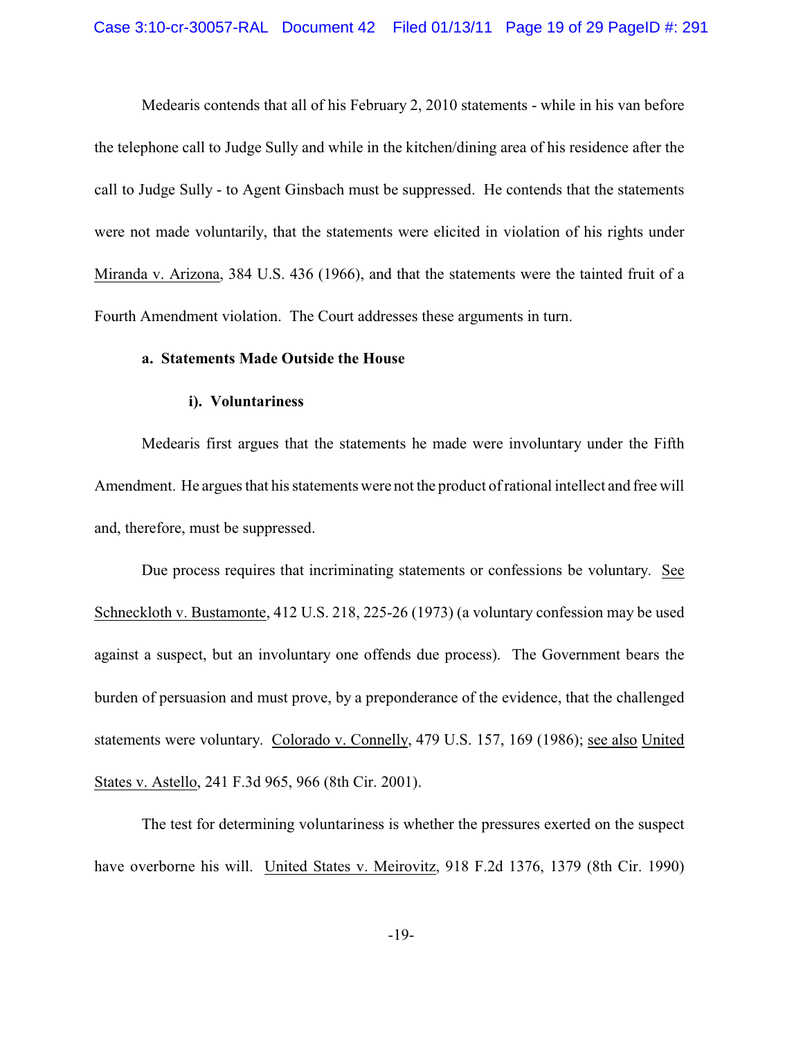Medearis contends that all of his February 2, 2010 statements - while in his van before the telephone call to Judge Sully and while in the kitchen/dining area of his residence after the call to Judge Sully - to Agent Ginsbach must be suppressed. He contends that the statements were not made voluntarily, that the statements were elicited in violation of his rights under Miranda v. Arizona, 384 U.S. 436 (1966), and that the statements were the tainted fruit of a Fourth Amendment violation. The Court addresses these arguments in turn.

**a. Statements Made Outside the House**

**i). Voluntariness**

Medearis first argues that the statements he made were involuntary under the Fifth Amendment. He argues that his statements were not the product of rational intellect and free will and, therefore, must be suppressed.

Due process requires that incriminating statements or confessions be voluntary. See Schneckloth v. Bustamonte, 412 U.S. 218, 225-26 (1973) (a voluntary confession may be used against a suspect, but an involuntary one offends due process). The Government bears the burden of persuasion and must prove, by a preponderance of the evidence, that the challenged statements were voluntary. Colorado v. Connelly, 479 U.S. 157, 169 (1986); see also United States v. Astello, 241 F.3d 965, 966 (8th Cir. 2001).

The test for determining voluntariness is whether the pressures exerted on the suspect have overborne his will. United States v. Meirovitz, 918 F.2d 1376, 1379 (8th Cir. 1990)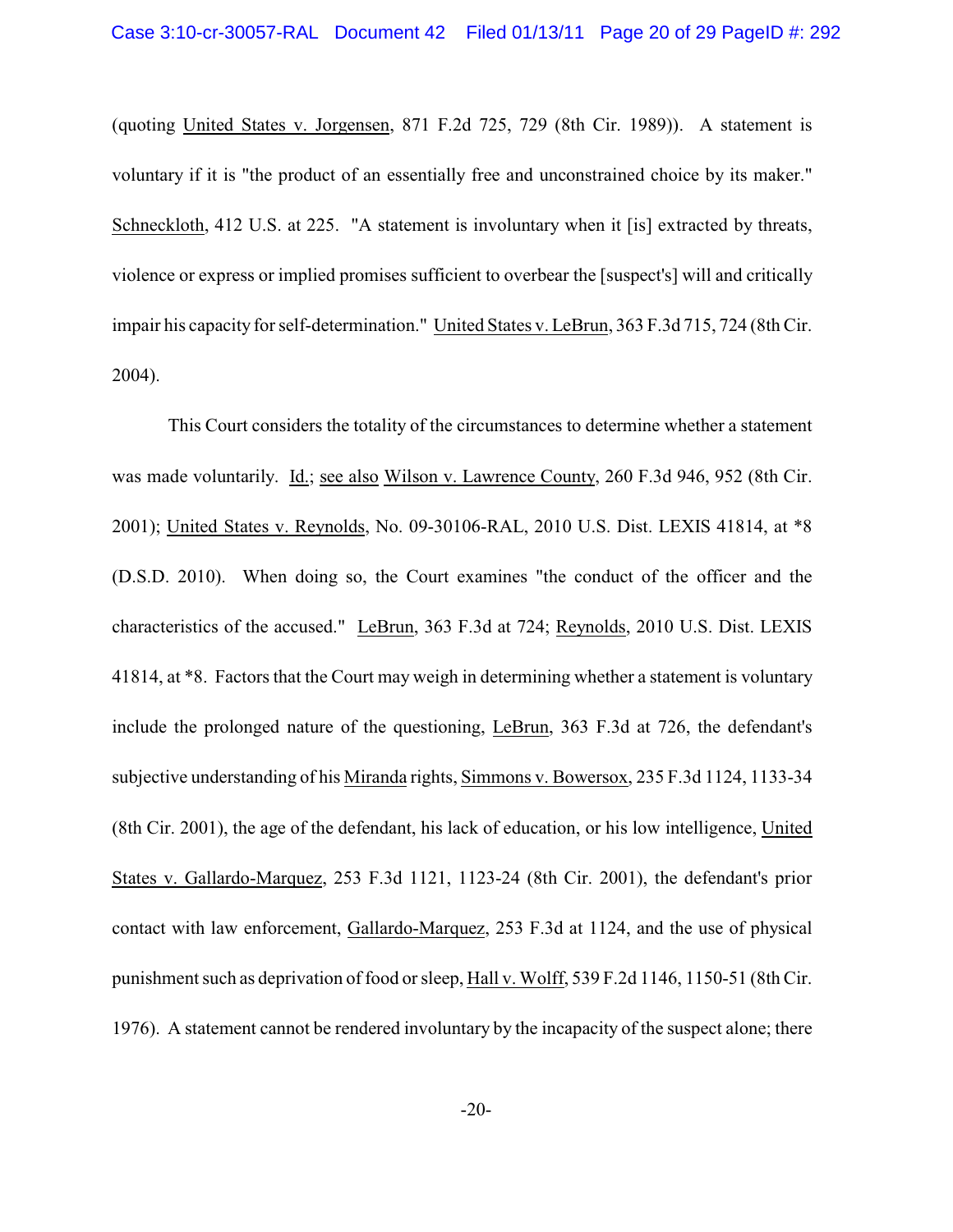(quoting United States v. Jorgensen, 871 F.2d 725, 729 (8th Cir. 1989)). A statement is voluntary if it is "the product of an essentially free and unconstrained choice by its maker." Schneckloth, 412 U.S. at 225. "A statement is involuntary when it [is] extracted by threats, violence or express or implied promises sufficient to overbear the [suspect's] will and critically impair his capacity for self-determination." United States v. LeBrun, 363 F.3d 715, 724 (8th Cir. 2004).

This Court considers the totality of the circumstances to determine whether a statement was made voluntarily. Id.; see also Wilson v. Lawrence County, 260 F.3d 946, 952 (8th Cir. 2001); United States v. Reynolds, No. 09-30106-RAL, 2010 U.S. Dist. LEXIS 41814, at *8 (D.S.D. 2010). When doing so, the Court examines "the conduct of the officer and the characteristics of the accused." LeBrun, 363 F.3d at 724; Reynolds, 2010 U.S. Dist. LEXIS 41814, at *8. Factors that the Court may weigh in determining whether a statement is voluntary include the prolonged nature of the questioning, LeBrun, 363 F.3d at 726, the defendant's subjective understanding of his Miranda rights, Simmons v. Bowersox, 235 F.3d 1124, 1133-34 (8th Cir. 2001), the age of the defendant, his lack of education, or his low intelligence, United States v. Gallardo-Marquez, 253 F.3d 1121, 1123-24 (8th Cir. 2001), the defendant's prior contact with law enforcement, Gallardo-Marquez, 253 F.3d at 1124, and the use of physical punishment such as deprivation of food or sleep, Hall v. Wolff, 539 F.2d 1146, 1150-51 (8th Cir. 1976). A statement cannot be rendered involuntary by the incapacity of the suspect alone; there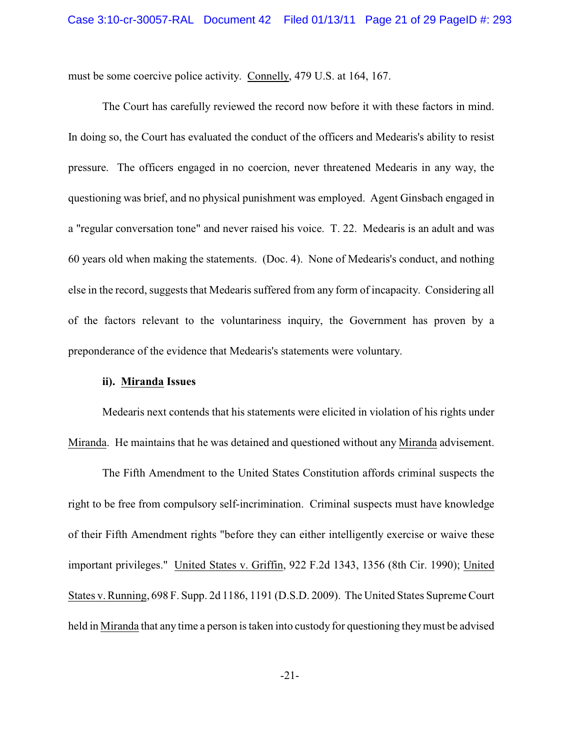must be some coercive police activity. Connelly, 479 U.S. at 164, 167.

The Court has carefully reviewed the record now before it with these factors in mind. In doing so, the Court has evaluated the conduct of the officers and Medearis's ability to resist pressure. The officers engaged in no coercion, never threatened Medearis in any way, the questioning was brief, and no physical punishment was employed. Agent Ginsbach engaged in a "regular conversation tone" and never raised his voice. T. 22. Medearis is an adult and was 60 years old when making the statements. (Doc. 4). None of Medearis's conduct, and nothing else in the record, suggests that Medearis suffered from any form of incapacity. Considering all of the factors relevant to the voluntariness inquiry, the Government has proven by a preponderance of the evidence that Medearis's statements were voluntary.

**ii). Miranda Issues**

Medearis next contends that his statements were elicited in violation of his rights under Miranda. He maintains that he was detained and questioned without any Miranda advisement.

The Fifth Amendment to the United States Constitution affords criminal suspects the right to be free from compulsory self-incrimination. Criminal suspects must have knowledge of their Fifth Amendment rights "before they can either intelligently exercise or waive these important privileges." United States v. Griffin, 922 F.2d 1343, 1356 (8th Cir. 1990); United States v. Running, 698 F. Supp. 2d 1186, 1191 (D.S.D. 2009). The United States Supreme Court held in Miranda that any time a person is taken into custody for questioning they must be advised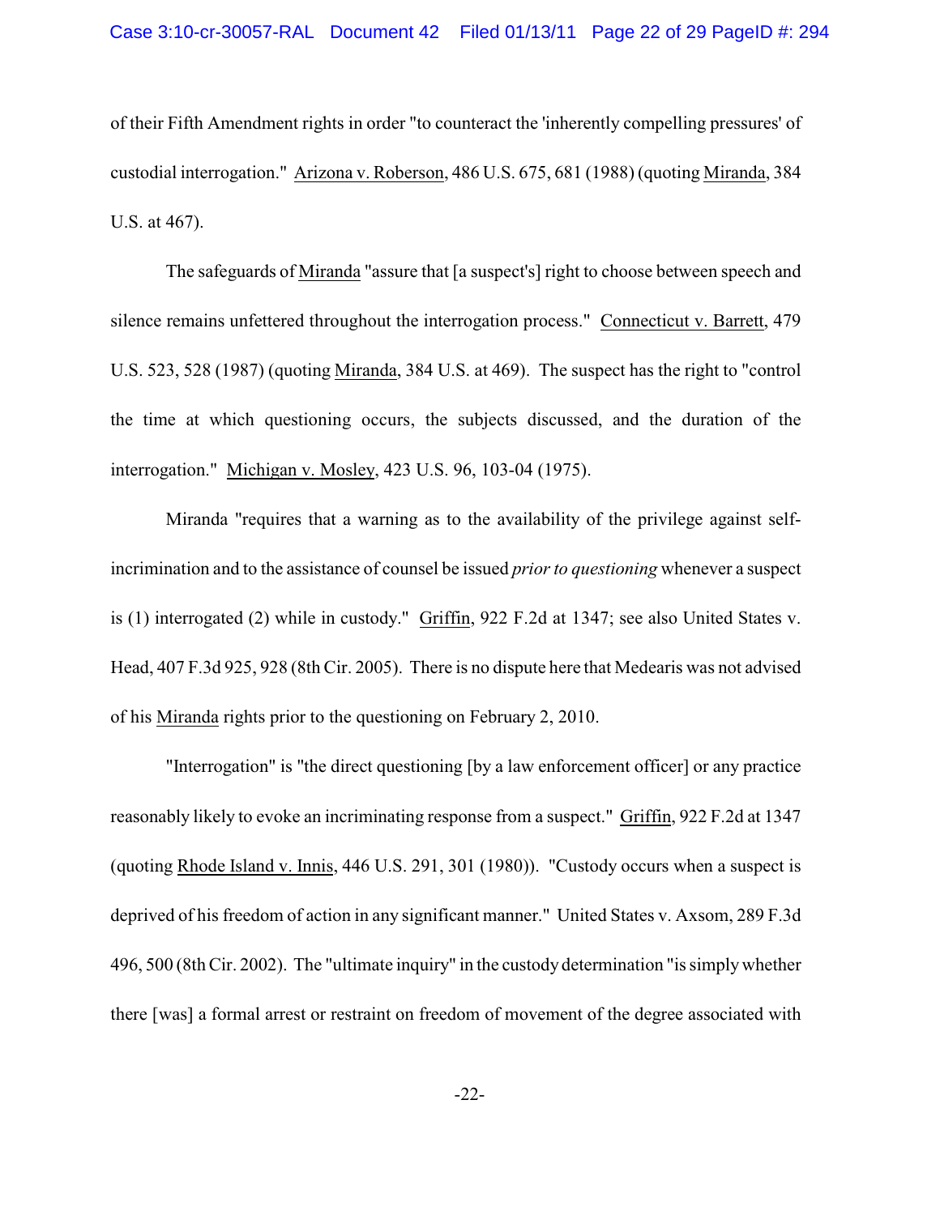of their Fifth Amendment rights in order "to counteract the 'inherently compelling pressures' of custodial interrogation." Arizona v. Roberson, 486 U.S. 675, 681 (1988) (quoting Miranda, 384 U.S. at 467).

The safeguards of Miranda "assure that [a suspect's] right to choose between speech and silence remains unfettered throughout the interrogation process." Connecticut v. Barrett, 479 U.S. 523, 528 (1987) (quoting Miranda, 384 U.S. at 469). The suspect has the right to "control the time at which questioning occurs, the subjects discussed, and the duration of the interrogation." Michigan v. Mosley, 423 U.S. 96, 103-04 (1975).

Miranda "requires that a warning as to the availability of the privilege against self-incrimination and to the assistance of counsel be issued *prior to questioning* whenever a suspect is (1) interrogated (2) while in custody." Griffin, 922 F.2d at 1347; see also United States v. Head, 407 F.3d 925, 928 (8th Cir. 2005). There is no dispute here that Medearis was not advised of his Miranda rights prior to the questioning on February 2, 2010.

"Interrogation" is "the direct questioning [by a law enforcement officer] or any practice reasonably likely to evoke an incriminating response from a suspect." Griffin, 922 F.2d at 1347 (quoting Rhode Island v. Innis, 446 U.S. 291, 301 (1980)). "Custody occurs when a suspect is deprived of his freedom of action in any significant manner." United States v. Axsom, 289 F.3d 496, 500 (8th Cir. 2002). The "ultimate inquiry" in the custody determination "is simply whether there [was] a formal arrest or restraint on freedom of movement of the degree associated with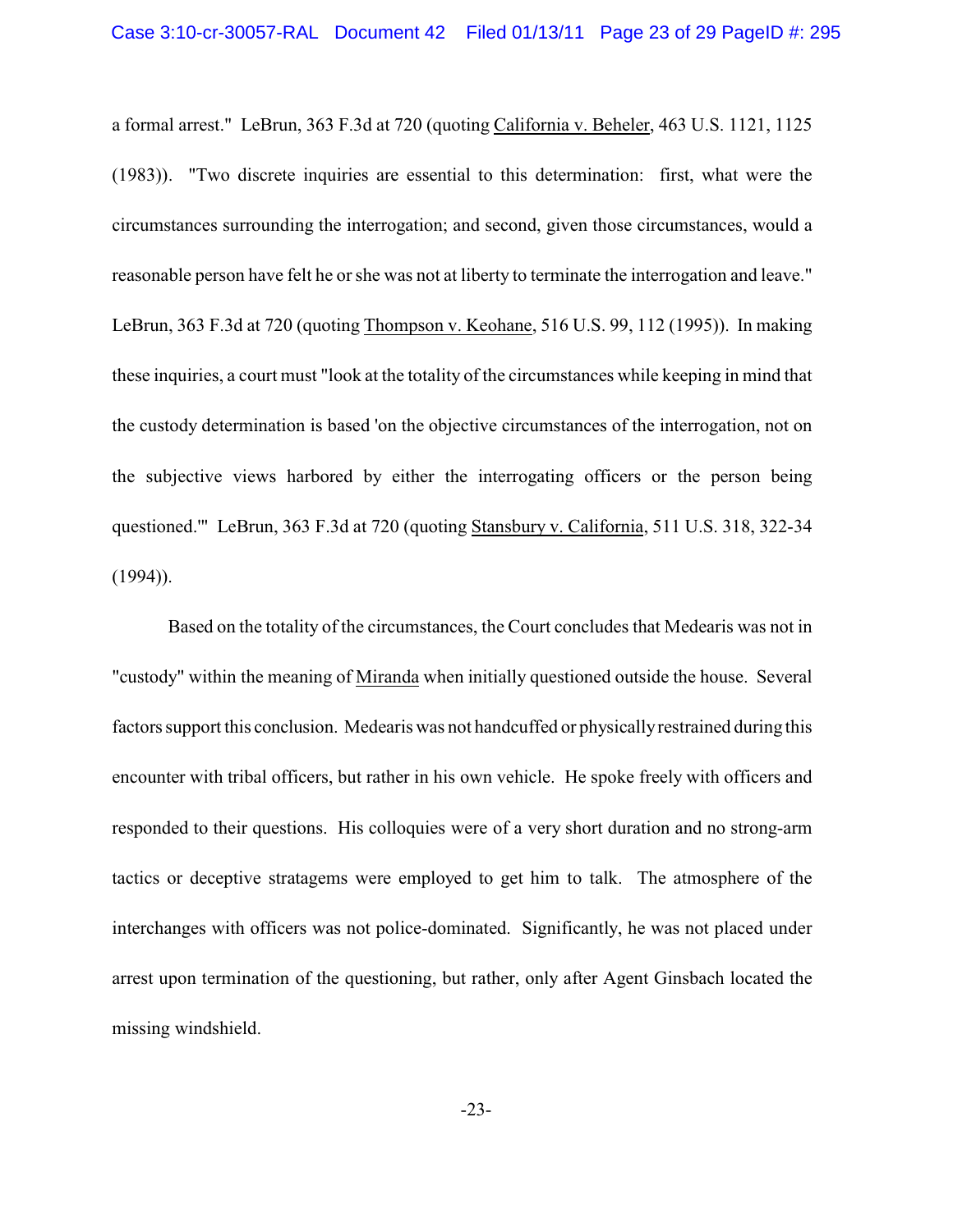a formal arrest." LeBrun, 363 F.3d at 720 (quoting California v. Beheler, 463 U.S. 1121, 1125 (1983)). "Two discrete inquiries are essential to this determination: first, what were the circumstances surrounding the interrogation; and second, given those circumstances, would a reasonable person have felt he or she was not at liberty to terminate the interrogation and leave." LeBrun, 363 F.3d at 720 (quoting Thompson v. Keohane, 516 U.S. 99, 112 (1995)). In making these inquiries, a court must "look at the totality of the circumstances while keeping in mind that the custody determination is based 'on the objective circumstances of the interrogation, not on the subjective views harbored by either the interrogating officers or the person being questioned.'" LeBrun, 363 F.3d at 720 (quoting Stansbury v. California, 511 U.S. 318, 322-34 (1994)).

Based on the totality of the circumstances, the Court concludes that Medearis was not in "custody" within the meaning of Miranda when initially questioned outside the house. Several factors support this conclusion. Medearis was not handcuffed or physically restrained during this encounter with tribal officers, but rather in his own vehicle. He spoke freely with officers and responded to their questions. His colloquies were of a very short duration and no strong-arm tactics or deceptive stratagems were employed to get him to talk. The atmosphere of the interchanges with officers was not police-dominated. Significantly, he was not placed under arrest upon termination of the questioning, but rather, only after Agent Ginsbach located the missing windshield.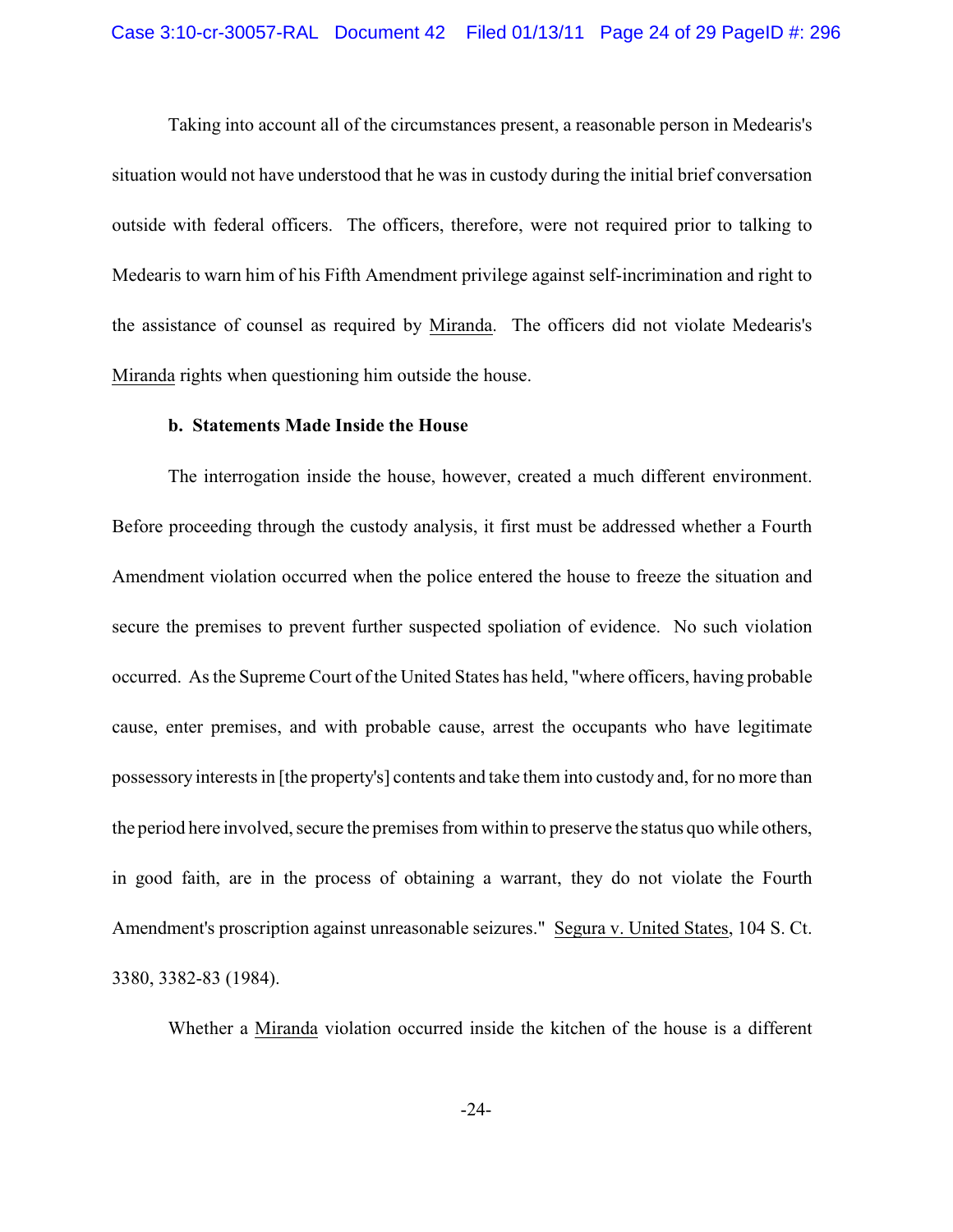Taking into account all of the circumstances present, a reasonable person in Medearis's situation would not have understood that he was in custody during the initial brief conversation outside with federal officers. The officers, therefore, were not required prior to talking to Medearis to warn him of his Fifth Amendment privilege against self-incrimination and right to the assistance of counsel as required by Miranda. The officers did not violate Medearis's Miranda rights when questioning him outside the house.

**b. Statements Made Inside the House**

The interrogation inside the house, however, created a much different environment. Before proceeding through the custody analysis, it first must be addressed whether a Fourth Amendment violation occurred when the police entered the house to freeze the situation and secure the premises to prevent further suspected spoliation of evidence. No such violation occurred. As the Supreme Court of the United States has held, "where officers, having probable cause, enter premises, and with probable cause, arrest the occupants who have legitimate possessory interests in [the property's] contents and take them into custody and, for no more than the period here involved, secure the premises from within to preserve the status quo while others, in good faith, are in the process of obtaining a warrant, they do not violate the Fourth Amendment's proscription against unreasonable seizures." Segura v. United States, 104 S. Ct. 3380, 3382-83 (1984).

Whether a Miranda violation occurred inside the kitchen of the house is a different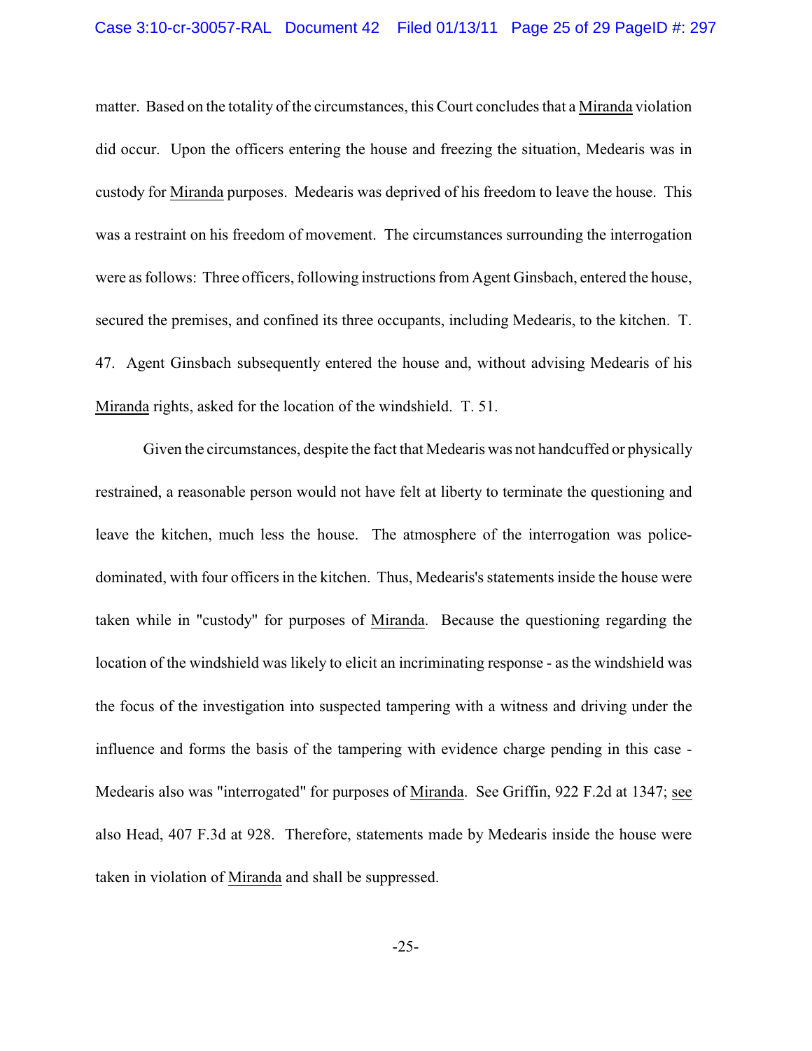matter. Based on the totality of the circumstances, this Court concludes that a Miranda violation did occur. Upon the officers entering the house and freezing the situation, Medearis was in custody for Miranda purposes. Medearis was deprived of his freedom to leave the house. This was a restraint on his freedom of movement. The circumstances surrounding the interrogation were as follows: Three officers, following instructions from Agent Ginsbach, entered the house, secured the premises, and confined its three occupants, including Medearis, to the kitchen. T. 47. Agent Ginsbach subsequently entered the house and, without advising Medearis of his Miranda rights, asked for the location of the windshield. T. 51.

Given the circumstances, despite the fact that Medearis was not handcuffed or physically restrained, a reasonable person would not have felt at liberty to terminate the questioning and leave the kitchen, much less the house. The atmosphere of the interrogation was police-dominated, with four officers in the kitchen. Thus, Medearis's statements inside the house were taken while in "custody" for purposes of Miranda. Because the questioning regarding the location of the windshield was likely to elicit an incriminating response - as the windshield was the focus of the investigation into suspected tampering with a witness and driving under the influence and forms the basis of the tampering with evidence charge pending in this case - Medearis also was "interrogated" for purposes of Miranda. See Griffin, 922 F.2d at 1347; see also Head, 407 F.3d at 928. Therefore, statements made by Medearis inside the house were taken in violation of Miranda and shall be suppressed.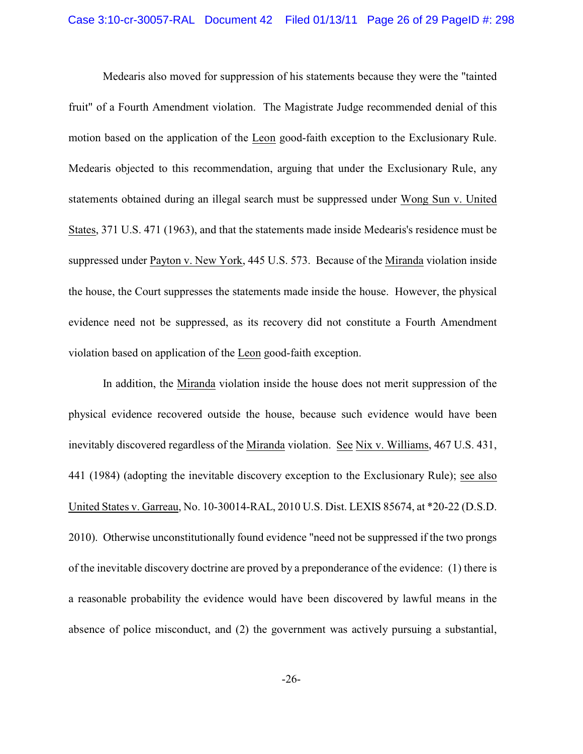Medearis also moved for suppression of his statements because they were the "tainted fruit" of a Fourth Amendment violation. The Magistrate Judge recommended denial of this motion based on the application of the Leon good-faith exception to the Exclusionary Rule. Medearis objected to this recommendation, arguing that under the Exclusionary Rule, any statements obtained during an illegal search must be suppressed under Wong Sun v. United States, 371 U.S. 471 (1963), and that the statements made inside Medearis's residence must be suppressed under Payton v. New York, 445 U.S. 573. Because of the Miranda violation inside the house, the Court suppresses the statements made inside the house. However, the physical evidence need not be suppressed, as its recovery did not constitute a Fourth Amendment violation based on application of the Leon good-faith exception.

In addition, the Miranda violation inside the house does not merit suppression of the physical evidence recovered outside the house, because such evidence would have been inevitably discovered regardless of the Miranda violation. See Nix v. Williams, 467 U.S. 431, 441 (1984) (adopting the inevitable discovery exception to the Exclusionary Rule); see also United States v. Garreau, No. 10-30014-RAL, 2010 U.S. Dist. LEXIS 85674, at *20-22 (D.S.D. 2010). Otherwise unconstitutionally found evidence "need not be suppressed if the two prongs of the inevitable discovery doctrine are proved by a preponderance of the evidence: (1) there is a reasonable probability the evidence would have been discovered by lawful means in the absence of police misconduct, and (2) the government was actively pursuing a substantial,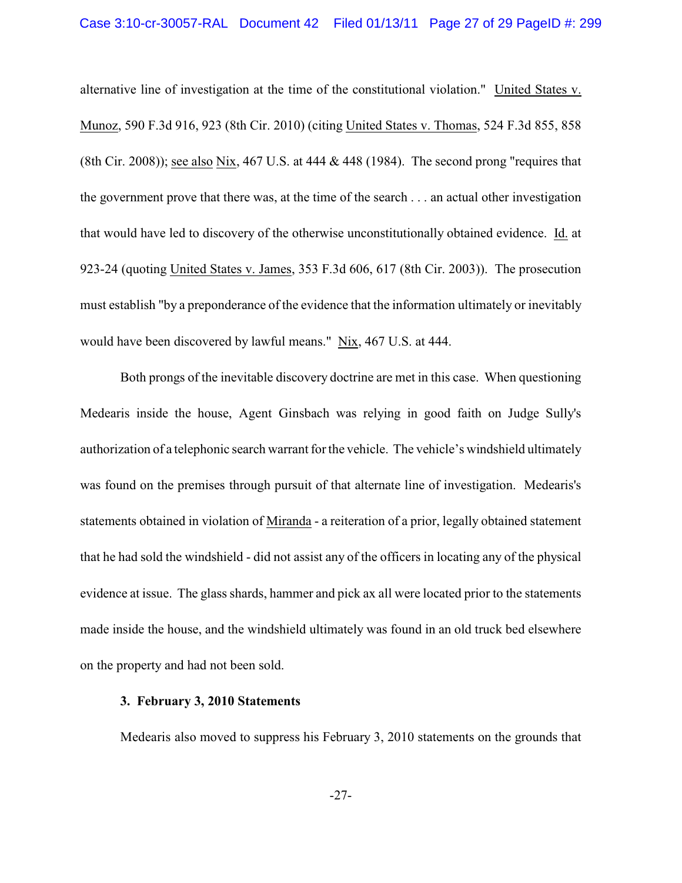alternative line of investigation at the time of the constitutional violation." United States v. Munoz, 590 F.3d 916, 923 (8th Cir. 2010) (citing United States v. Thomas, 524 F.3d 855, 858 (8th Cir. 2008)); see also Nix, 467 U.S. at 444 & 448 (1984). The second prong "requires that the government prove that there was, at the time of the search . . . an actual other investigation that would have led to discovery of the otherwise unconstitutionally obtained evidence. Id. at 923-24 (quoting United States v. James, 353 F.3d 606, 617 (8th Cir. 2003)). The prosecution must establish "by a preponderance of the evidence that the information ultimately or inevitably would have been discovered by lawful means." Nix, 467 U.S. at 444.

Both prongs of the inevitable discovery doctrine are met in this case. When questioning Medearis inside the house, Agent Ginsbach was relying in good faith on Judge Sully's authorization of a telephonic search warrant for the vehicle. The vehicle's windshield ultimately was found on the premises through pursuit of that alternate line of investigation. Medearis's statements obtained in violation of Miranda - a reiteration of a prior, legally obtained statement that he had sold the windshield - did not assist any of the officers in locating any of the physical evidence at issue. The glass shards, hammer and pick ax all were located prior to the statements made inside the house, and the windshield ultimately was found in an old truck bed elsewhere on the property and had not been sold.

**3. February 3, 2010 Statements**

Medearis also moved to suppress his February 3, 2010 statements on the grounds that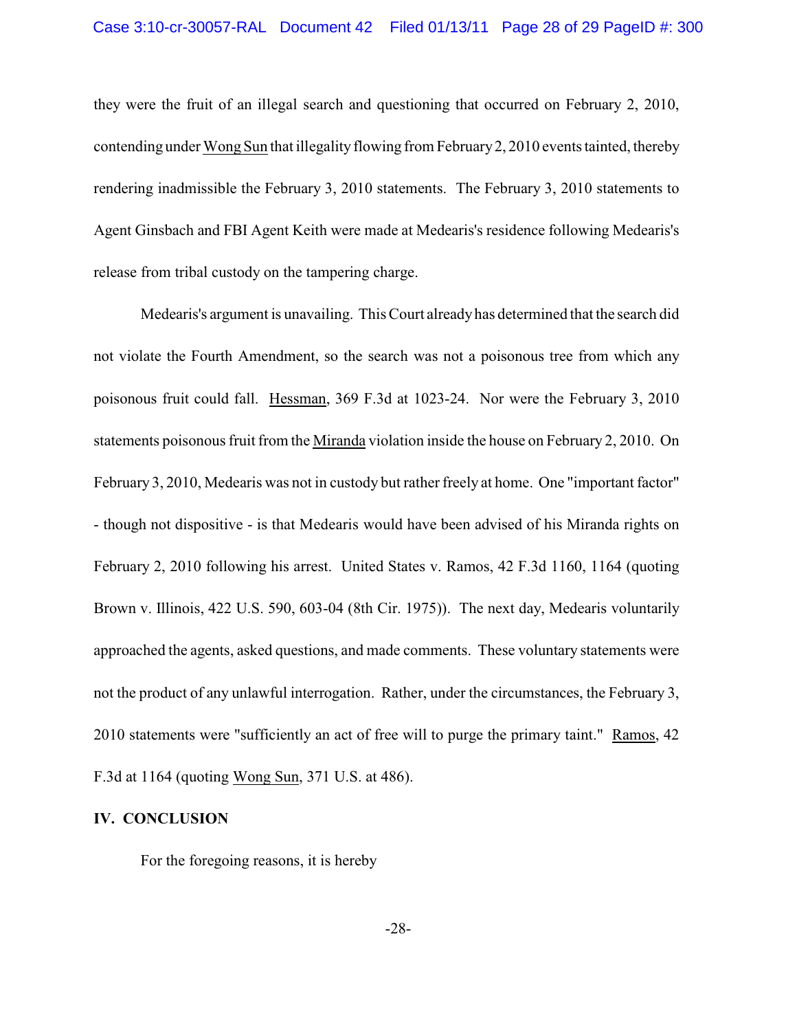they were the fruit of an illegal search and questioning that occurred on February 2, 2010, contending under <u>Wong Sun</u> that illegality flowing from February 2, 2010 events tainted, thereby rendering inadmissible the February 3, 2010 statements. The February 3, 2010 statements to Agent Ginsbach and FBI Agent Keith were made at Medearis's residence following Medearis's release from tribal custody on the tampering charge.

Medearis's argument is unavailing. This Court already has determined that the search did not violate the Fourth Amendment, so the search was not a poisonous tree from which any poisonous fruit could fall. <u>Hessman</u>, 369 F.3d at 1023-24. Nor were the February 3, 2010 statements poisonous fruit from the <u>Miranda</u> violation inside the house on February 2, 2010. On February 3, 2010, Medearis was not in custody but rather freely at home. One "important factor" - though not dispositive - is that Medearis would have been advised of his Miranda rights on February 2, 2010 following his arrest. United States v. Ramos, 42 F.3d 1160, 1164 (quoting Brown v. Illinois, 422 U.S. 590, 603-04 (8th Cir. 1975)). The next day, Medearis voluntarily approached the agents, asked questions, and made comments. These voluntary statements were not the product of any unlawful interrogation. Rather, under the circumstances, the February 3, 2010 statements were "sufficiently an act of free will to purge the primary taint." <u>Ramos</u>, 42 F.3d at 1164 (quoting <u>Wong Sun</u>, 371 U.S. at 486).

**IV. CONCLUSION**

For the foregoing reasons, it is hereby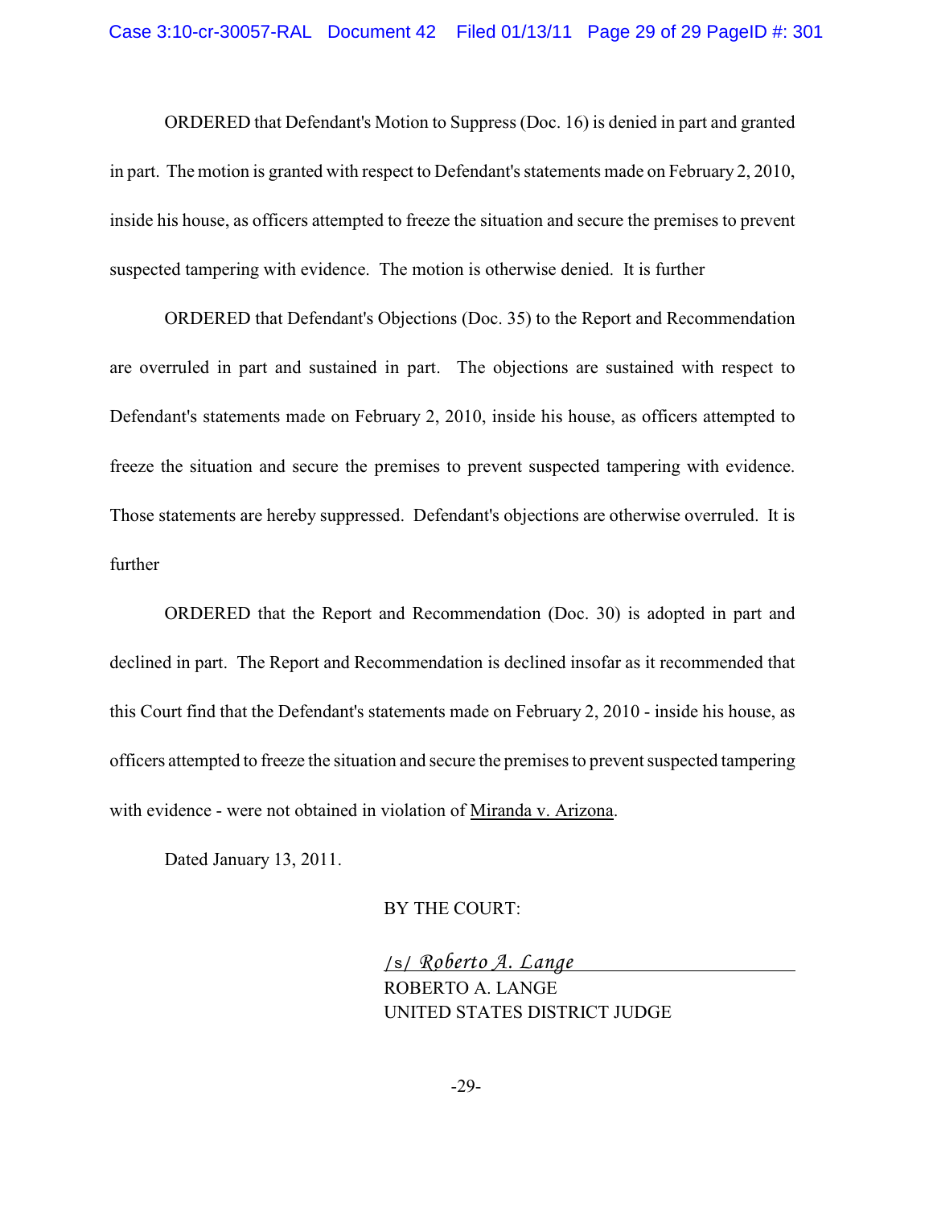ORDERED that Defendant's Motion to Suppress (Doc. 16) is denied in part and granted in part. The motion is granted with respect to Defendant's statements made on February 2, 2010, inside his house, as officers attempted to freeze the situation and secure the premises to prevent suspected tampering with evidence. The motion is otherwise denied. It is further

ORDERED that Defendant's Objections (Doc. 35) to the Report and Recommendation are overruled in part and sustained in part. The objections are sustained with respect to Defendant's statements made on February 2, 2010, inside his house, as officers attempted to freeze the situation and secure the premises to prevent suspected tampering with evidence. Those statements are hereby suppressed. Defendant's objections are otherwise overruled. It is further

ORDERED that the Report and Recommendation (Doc. 30) is adopted in part and declined in part. The Report and Recommendation is declined insofar as it recommended that this Court find that the Defendant's statements made on February 2, 2010 - inside his house, as officers attempted to freeze the situation and secure the premises to prevent suspected tampering with evidence - were not obtained in violation of Miranda v. Arizona.

Dated January 13, 2011.

BY THE COURT:

/s/ *Roberto A. Lange*
ROBERTO A. LANGE
UNITED STATES DISTRICT JUDGE